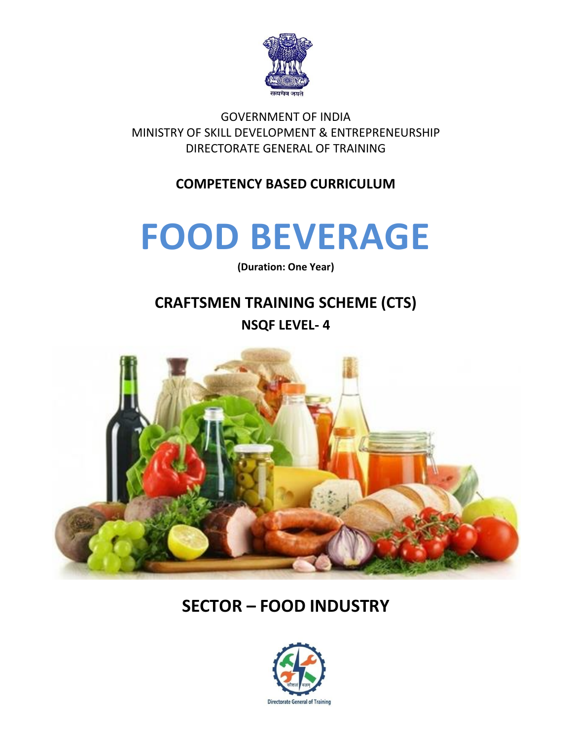GOVERNMENT OF INDIA
MINISTRY OF SKILL DEVELOPMENT & ENTREPRENEURSHIP
DIRECTORATE GENERAL OF TRAINING

**COMPETENCY BASED CURRICULUM**

# FOOD BEVERAGE

**(Duration: One Year)**

## CRAFTSMEN TRAINING SCHEME (CTS)

### NSQF LEVEL- 4

## SECTOR – FOOD INDUSTRY

Directorate General of Training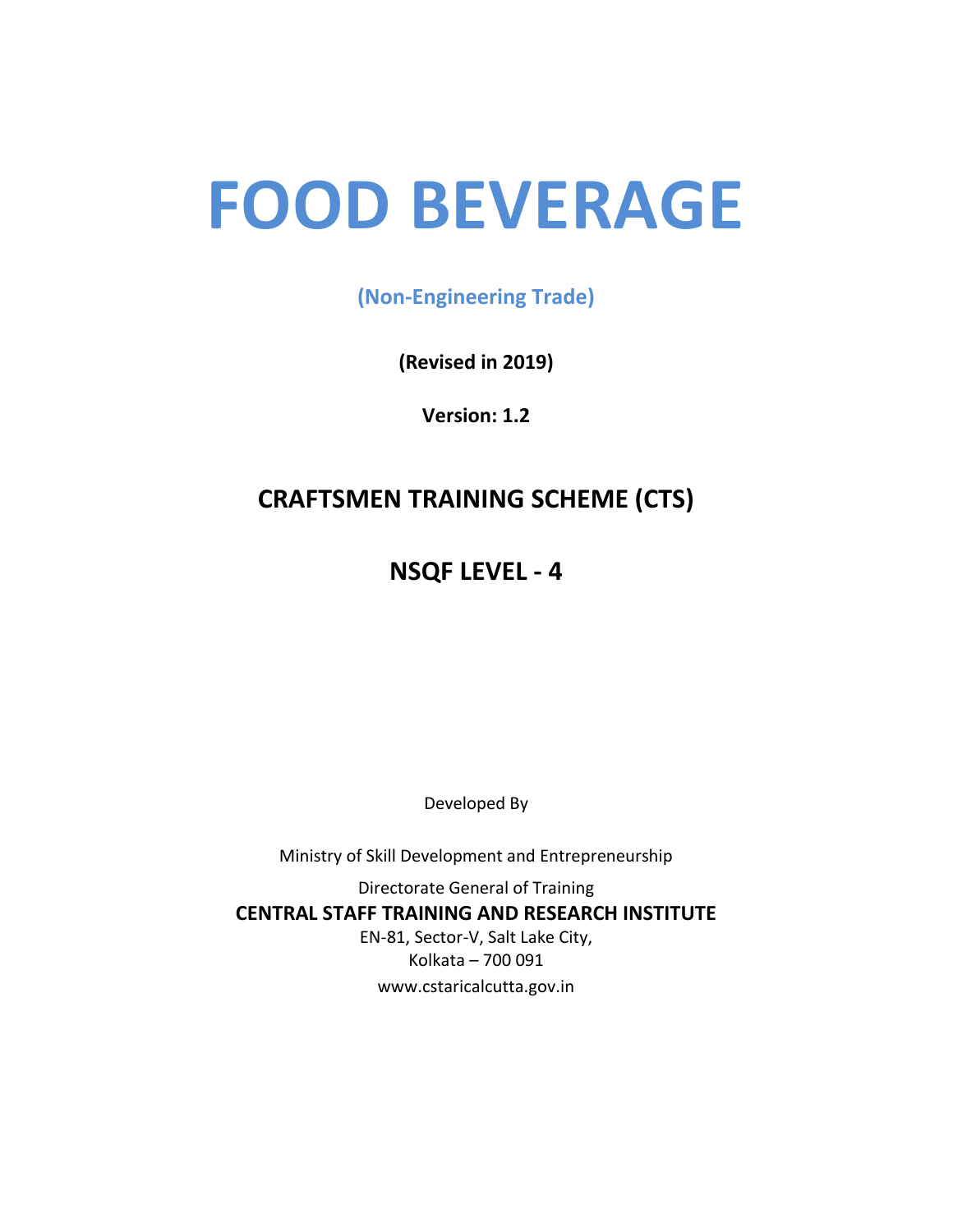# FOOD BEVERAGE

**(Non-Engineering Trade)**

**(Revised in 2019)**

**Version: 1.2**

## CRAFTSMEN TRAINING SCHEME (CTS)

## NSQF LEVEL - 4

Developed By

Ministry of Skill Development and Entrepreneurship

Directorate General of Training

**CENTRAL STAFF TRAINING AND RESEARCH INSTITUTE**

EN-81, Sector-V, Salt Lake City,
Kolkata – 700 091
www.cstaricalcutta.gov.in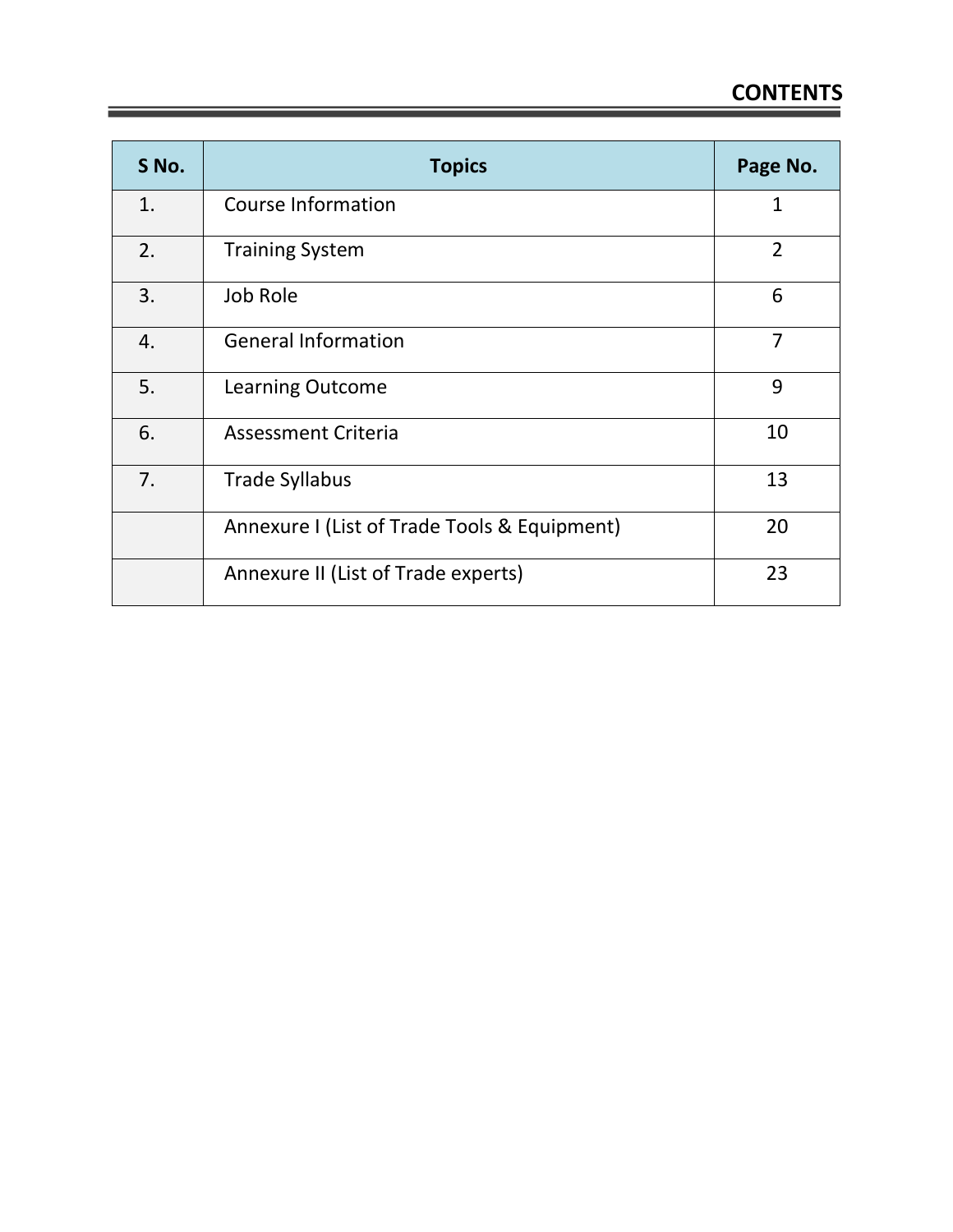# CONTENTS

| S No. | Topics | Page No. |
|---|---|---|
| 1. | Course Information | 1 |
| 2. | Training System | 2 |
| 3. | Job Role | 6 |
| 4. | General Information | 7 |
| 5. | Learning Outcome | 9 |
| 6. | Assessment Criteria | 10 |
| 7. | Trade Syllabus | 13 |
| | Annexure I (List of Trade Tools & Equipment) | 20 |
| | Annexure II (List of Trade experts) | 23 |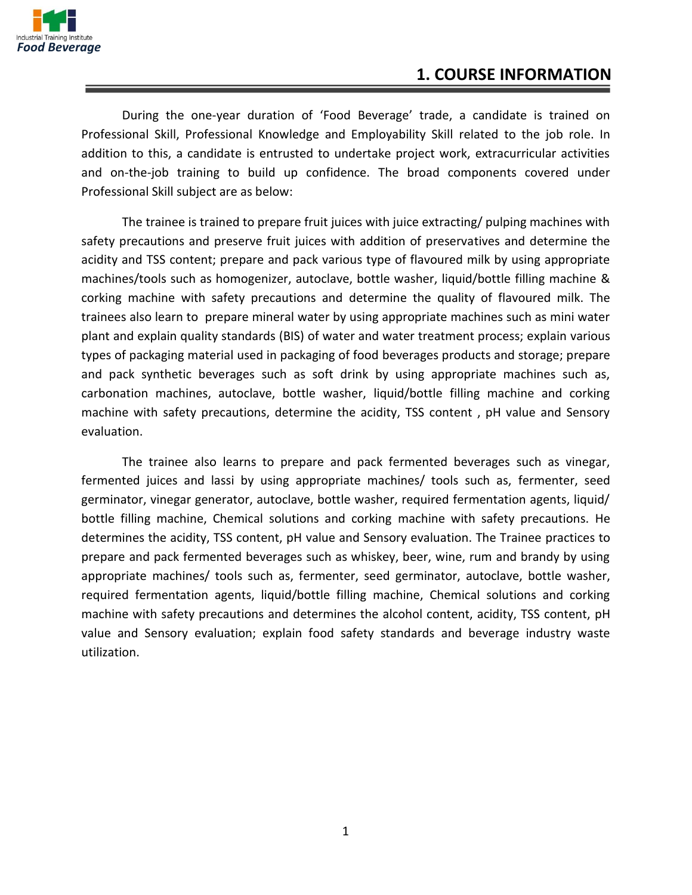## 1. COURSE INFORMATION

During the one-year duration of 'Food Beverage' trade, a candidate is trained on Professional Skill, Professional Knowledge and Employability Skill related to the job role. In addition to this, a candidate is entrusted to undertake project work, extracurricular activities and on-the-job training to build up confidence. The broad components covered under Professional Skill subject are as below:

The trainee is trained to prepare fruit juices with juice extracting/ pulping machines with safety precautions and preserve fruit juices with addition of preservatives and determine the acidity and TSS content; prepare and pack various type of flavoured milk by using appropriate machines/tools such as homogenizer, autoclave, bottle washer, liquid/bottle filling machine & corking machine with safety precautions and determine the quality of flavoured milk. The trainees also learn to prepare mineral water by using appropriate machines such as mini water plant and explain quality standards (BIS) of water and water treatment process; explain various types of packaging material used in packaging of food beverages products and storage; prepare and pack synthetic beverages such as soft drink by using appropriate machines such as, carbonation machines, autoclave, bottle washer, liquid/bottle filling machine and corking machine with safety precautions, determine the acidity, TSS content , pH value and Sensory evaluation.

The trainee also learns to prepare and pack fermented beverages such as vinegar, fermented juices and lassi by using appropriate machines/ tools such as, fermenter, seed germinator, vinegar generator, autoclave, bottle washer, required fermentation agents, liquid/ bottle filling machine, Chemical solutions and corking machine with safety precautions. He determines the acidity, TSS content, pH value and Sensory evaluation. The Trainee practices to prepare and pack fermented beverages such as whiskey, beer, wine, rum and brandy by using appropriate machines/ tools such as, fermenter, seed germinator, autoclave, bottle washer, required fermentation agents, liquid/bottle filling machine, Chemical solutions and corking machine with safety precautions and determines the alcohol content, acidity, TSS content, pH value and Sensory evaluation; explain food safety standards and beverage industry waste utilization.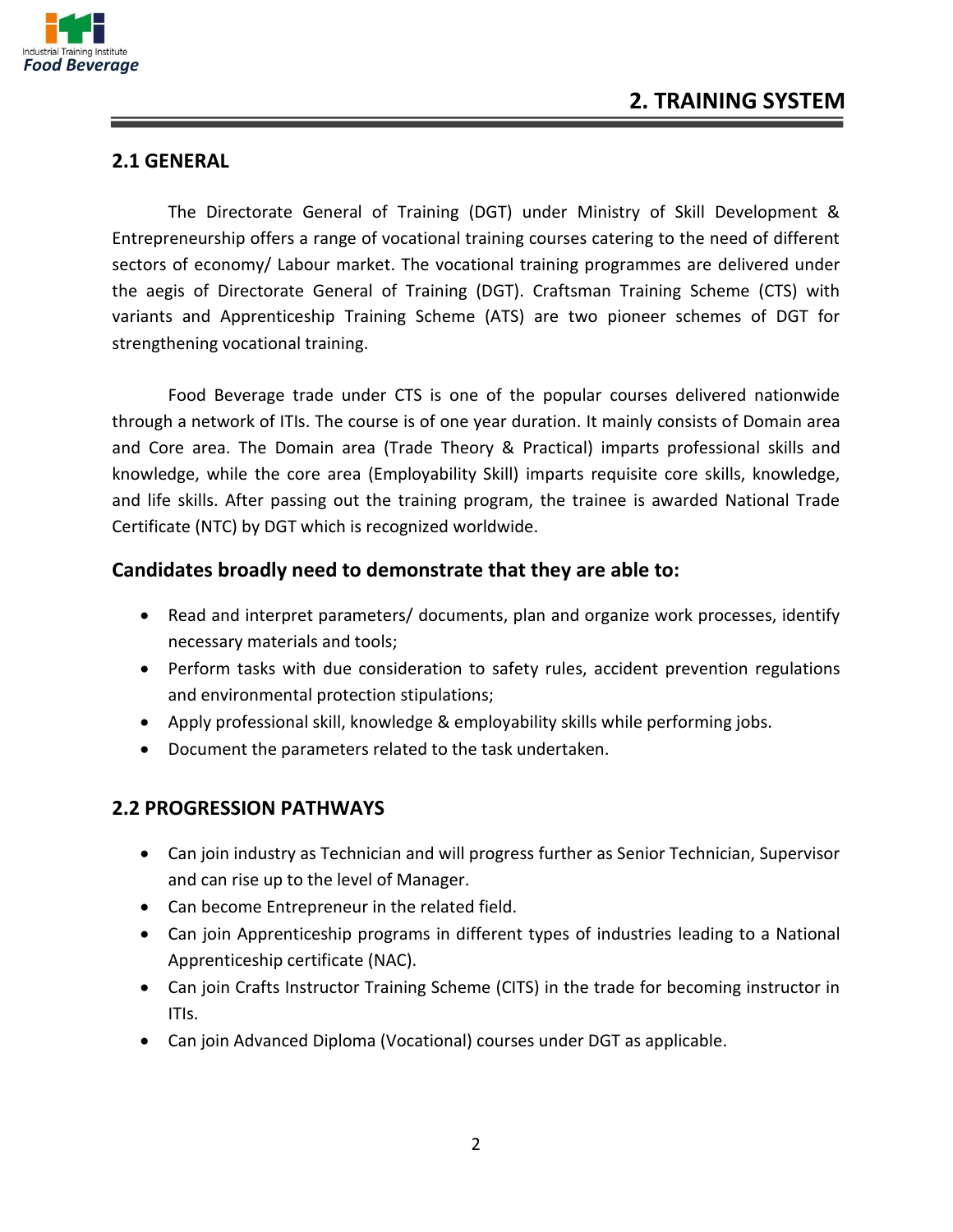# 2. TRAINING SYSTEM

## 2.1 GENERAL

The Directorate General of Training (DGT) under Ministry of Skill Development & Entrepreneurship offers a range of vocational training courses catering to the need of different sectors of economy/ Labour market. The vocational training programmes are delivered under the aegis of Directorate General of Training (DGT). Craftsman Training Scheme (CTS) with variants and Apprenticeship Training Scheme (ATS) are two pioneer schemes of DGT for strengthening vocational training.

Food Beverage trade under CTS is one of the popular courses delivered nationwide through a network of ITIs. The course is of one year duration. It mainly consists of Domain area and Core area. The Domain area (Trade Theory & Practical) imparts professional skills and knowledge, while the core area (Employability Skill) imparts requisite core skills, knowledge, and life skills. After passing out the training program, the trainee is awarded National Trade Certificate (NTC) by DGT which is recognized worldwide.

### Candidates broadly need to demonstrate that they are able to:

- Read and interpret parameters/ documents, plan and organize work processes, identify necessary materials and tools;
- Perform tasks with due consideration to safety rules, accident prevention regulations and environmental protection stipulations;
- Apply professional skill, knowledge & employability skills while performing jobs.
- Document the parameters related to the task undertaken.

## 2.2 PROGRESSION PATHWAYS

- Can join industry as Technician and will progress further as Senior Technician, Supervisor and can rise up to the level of Manager.
- Can become Entrepreneur in the related field.
- Can join Apprenticeship programs in different types of industries leading to a National Apprenticeship certificate (NAC).
- Can join Crafts Instructor Training Scheme (CITS) in the trade for becoming instructor in ITIs.
- Can join Advanced Diploma (Vocational) courses under DGT as applicable.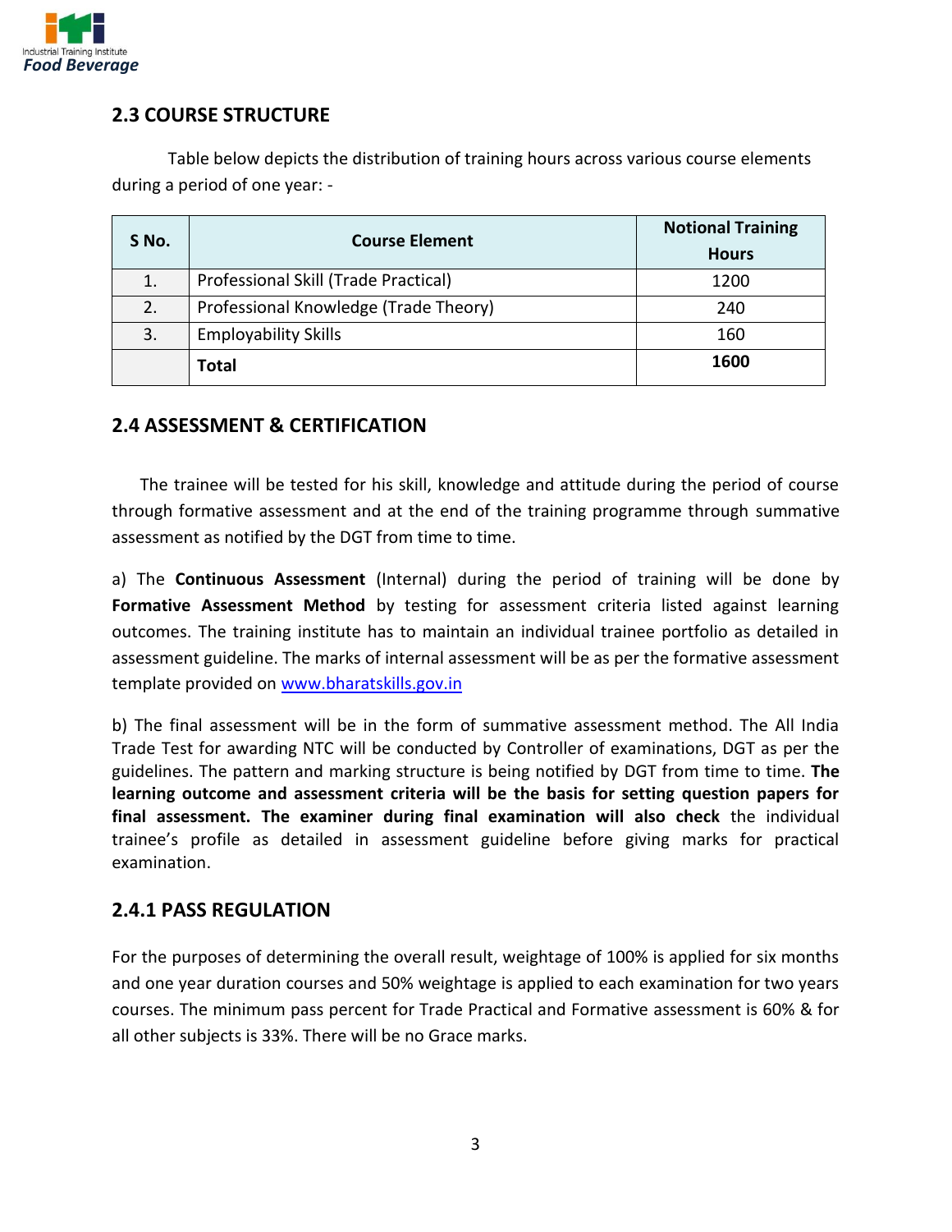## 2.3 COURSE STRUCTURE

Table below depicts the distribution of training hours across various course elements during a period of one year: -

| S No. | Course Element | Notional Training Hours |
|---|---|---|
| 1. | Professional Skill (Trade Practical) | 1200 |
| 2. | Professional Knowledge (Trade Theory) | 240 |
| 3. | Employability Skills | 160 |
| | **Total** | **1600** |

## 2.4 ASSESSMENT & CERTIFICATION

The trainee will be tested for his skill, knowledge and attitude during the period of course through formative assessment and at the end of the training programme through summative assessment as notified by the DGT from time to time.

a) The **Continuous Assessment** (Internal) during the period of training will be done by **Formative Assessment Method** by testing for assessment criteria listed against learning outcomes. The training institute has to maintain an individual trainee portfolio as detailed in assessment guideline. The marks of internal assessment will be as per the formative assessment template provided on [www.bharatskills.gov.in](http://www.bharatskills.gov.in)

b) The final assessment will be in the form of summative assessment method. The All India Trade Test for awarding NTC will be conducted by Controller of examinations, DGT as per the guidelines. The pattern and marking structure is being notified by DGT from time to time. **The learning outcome and assessment criteria will be the basis for setting question papers for final assessment. The examiner during final examination will also check** the individual trainee's profile as detailed in assessment guideline before giving marks for practical examination.

### 2.4.1 PASS REGULATION

For the purposes of determining the overall result, weightage of 100% is applied for six months and one year duration courses and 50% weightage is applied to each examination for two years courses. The minimum pass percent for Trade Practical and Formative assessment is 60% & for all other subjects is 33%. There will be no Grace marks.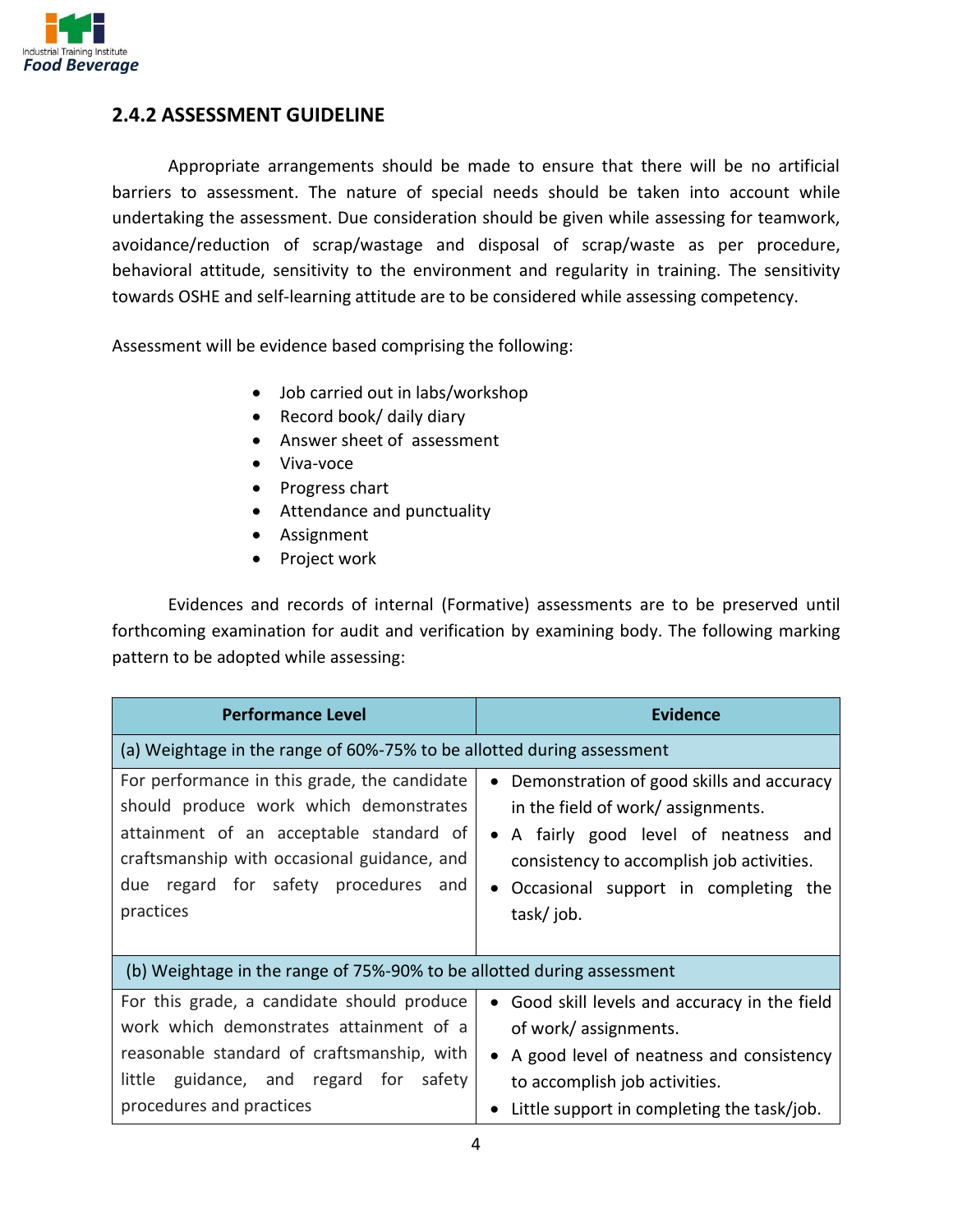## 2.4.2 ASSESSMENT GUIDELINE

Appropriate arrangements should be made to ensure that there will be no artificial barriers to assessment. The nature of special needs should be taken into account while undertaking the assessment. Due consideration should be given while assessing for teamwork, avoidance/reduction of scrap/wastage and disposal of scrap/waste as per procedure, behavioral attitude, sensitivity to the environment and regularity in training. The sensitivity towards OSHE and self-learning attitude are to be considered while assessing competency.

Assessment will be evidence based comprising the following:

- Job carried out in labs/workshop
- Record book/ daily diary
- Answer sheet of assessment
- Viva-voce
- Progress chart
- Attendance and punctuality
- Assignment
- Project work

Evidences and records of internal (Formative) assessments are to be preserved until forthcoming examination for audit and verification by examining body. The following marking pattern to be adopted while assessing:

| Performance Level | Evidence |
|---|---|
| (a) Weightage in the range of 60%-75% to be allotted during assessment | |
| For performance in this grade, the candidate should produce work which demonstrates attainment of an acceptable standard of craftsmanship with occasional guidance, and due regard for safety procedures and practices | • Demonstration of good skills and accuracy in the field of work/ assignments.<br>• A fairly good level of neatness and consistency to accomplish job activities.<br>• Occasional support in completing the task/ job. |
| (b) Weightage in the range of 75%-90% to be allotted during assessment | |
| For this grade, a candidate should produce work which demonstrates attainment of a reasonable standard of craftsmanship, with little guidance, and regard for safety procedures and practices | • Good skill levels and accuracy in the field of work/ assignments.<br>• A good level of neatness and consistency to accomplish job activities.<br>• Little support in completing the task/job. |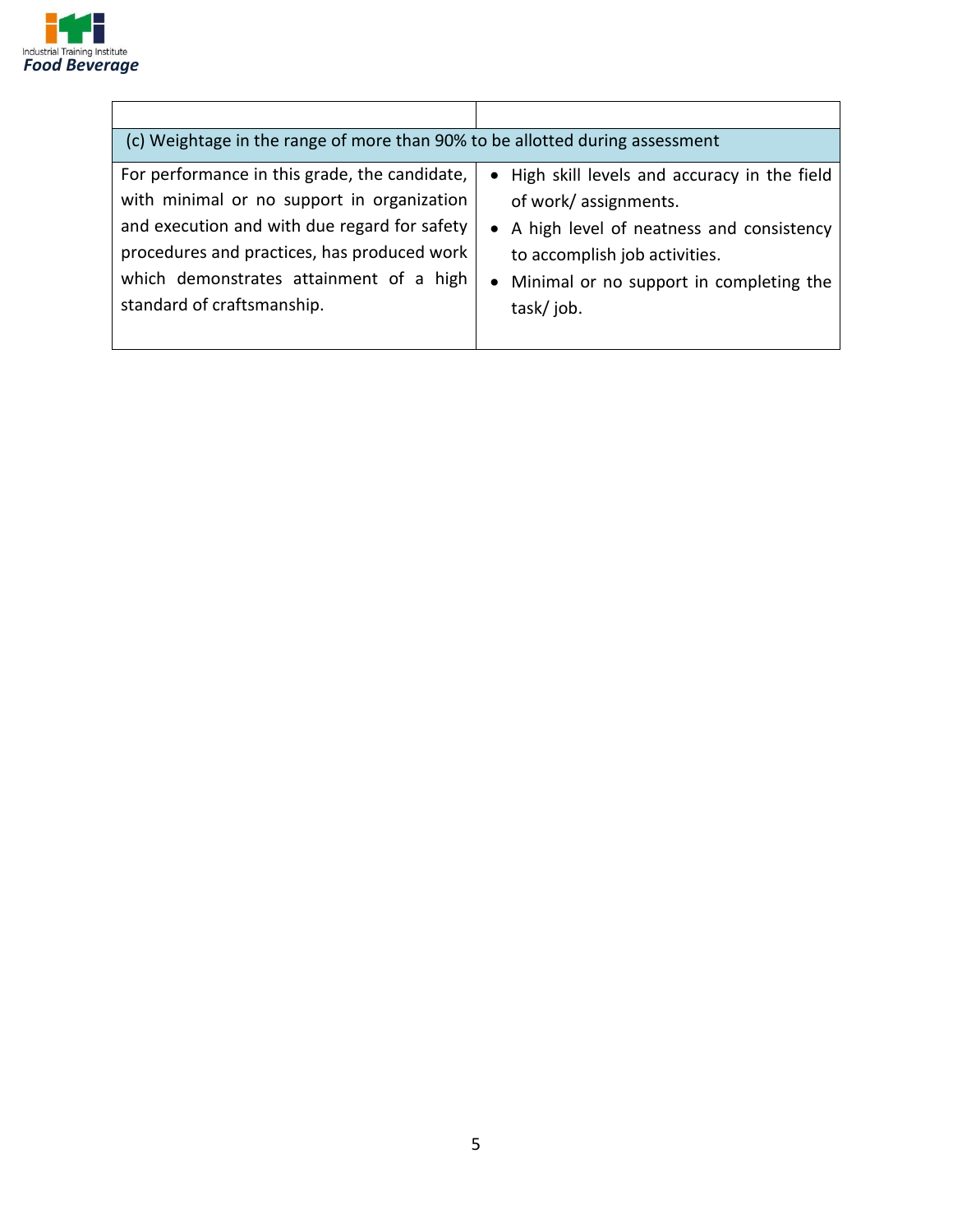| | |
|---|---|
| (c) Weightage in the range of more than 90% to be allotted during assessment | |
| For performance in this grade, the candidate, with minimal or no support in organization and execution and with due regard for safety procedures and practices, has produced work which demonstrates attainment of a high standard of craftsmanship. | • High skill levels and accuracy in the field of work/ assignments.<br>• A high level of neatness and consistency to accomplish job activities.<br>• Minimal or no support in completing the task/ job. |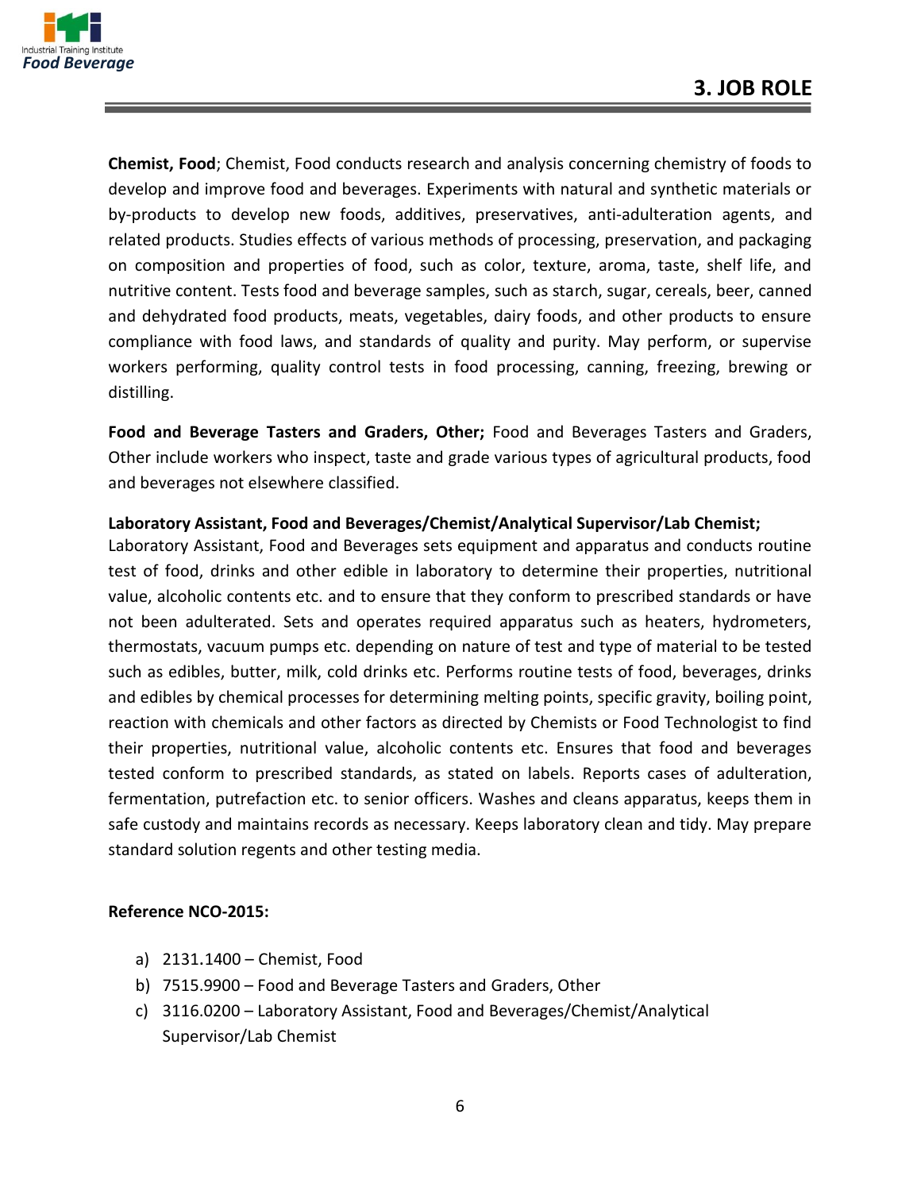## 3. JOB ROLE

**Chemist, Food**; Chemist, Food conducts research and analysis concerning chemistry of foods to develop and improve food and beverages. Experiments with natural and synthetic materials or by-products to develop new foods, additives, preservatives, anti-adulteration agents, and related products. Studies effects of various methods of processing, preservation, and packaging on composition and properties of food, such as color, texture, aroma, taste, shelf life, and nutritive content. Tests food and beverage samples, such as starch, sugar, cereals, beer, canned and dehydrated food products, meats, vegetables, dairy foods, and other products to ensure compliance with food laws, and standards of quality and purity. May perform, or supervise workers performing, quality control tests in food processing, canning, freezing, brewing or distilling.

**Food and Beverage Tasters and Graders, Other;** Food and Beverages Tasters and Graders, Other include workers who inspect, taste and grade various types of agricultural products, food and beverages not elsewhere classified.

**Laboratory Assistant, Food and Beverages/Chemist/Analytical Supervisor/Lab Chemist;** Laboratory Assistant, Food and Beverages sets equipment and apparatus and conducts routine test of food, drinks and other edible in laboratory to determine their properties, nutritional value, alcoholic contents etc. and to ensure that they conform to prescribed standards or have not been adulterated. Sets and operates required apparatus such as heaters, hydrometers, thermostats, vacuum pumps etc. depending on nature of test and type of material to be tested such as edibles, butter, milk, cold drinks etc. Performs routine tests of food, beverages, drinks and edibles by chemical processes for determining melting points, specific gravity, boiling point, reaction with chemicals and other factors as directed by Chemists or Food Technologist to find their properties, nutritional value, alcoholic contents etc. Ensures that food and beverages tested conform to prescribed standards, as stated on labels. Reports cases of adulteration, fermentation, putrefaction etc. to senior officers. Washes and cleans apparatus, keeps them in safe custody and maintains records as necessary. Keeps laboratory clean and tidy. May prepare standard solution regents and other testing media.

**Reference NCO-2015:**

a) 2131.1400 – Chemist, Food
b) 7515.9900 – Food and Beverage Tasters and Graders, Other
c) 3116.0200 – Laboratory Assistant, Food and Beverages/Chemist/Analytical Supervisor/Lab Chemist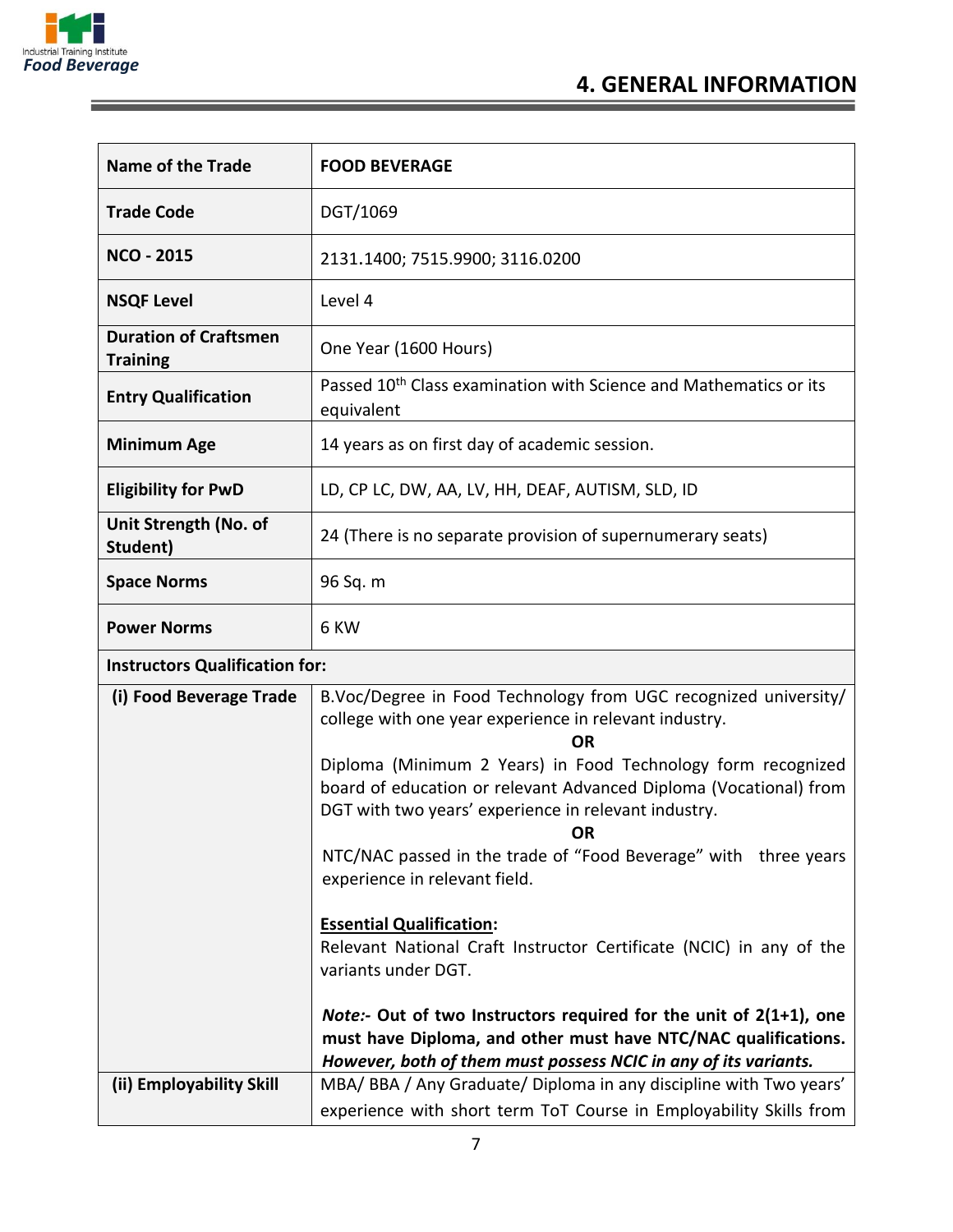# 4. GENERAL INFORMATION

| Name of the Trade | FOOD BEVERAGE |
|---|---|
| Trade Code | DGT/1069 |
| NCO - 2015 | 2131.1400; 7515.9900; 3116.0200 |
| NSQF Level | Level 4 |
| Duration of Craftsmen Training | One Year (1600 Hours) |
| Entry Qualification | Passed 10th Class examination with Science and Mathematics or its equivalent |
| Minimum Age | 14 years as on first day of academic session. |
| Eligibility for PwD | LD, CP LC, DW, AA, LV, HH, DEAF, AUTISM, SLD, ID |
| Unit Strength (No. of Student) | 24 (There is no separate provision of supernumerary seats) |
| Space Norms | 96 Sq. m |
| Power Norms | 6 KW |
| **Instructors Qualification for:** | |
| (i) Food Beverage Trade | B.Voc/Degree in Food Technology from UGC recognized university/ college with one year experience in relevant industry.<br>**OR**<br>Diploma (Minimum 2 Years) in Food Technology form recognized board of education or relevant Advanced Diploma (Vocational) from DGT with two years' experience in relevant industry.<br>**OR**<br>NTC/NAC passed in the trade of "Food Beverage" with three years experience in relevant field.<br><br>**Essential Qualification:**<br>Relevant National Craft Instructor Certificate (NCIC) in any of the variants under DGT.<br><br>***Note:-* Out of two Instructors required for the unit of 2(1+1), one must have Diploma, and other must have NTC/NAC qualifications. *However, both of them must possess NCIC in any of its variants.*** |
| (ii) Employability Skill | MBA/ BBA / Any Graduate/ Diploma in any discipline with Two years' experience with short term ToT Course in Employability Skills from |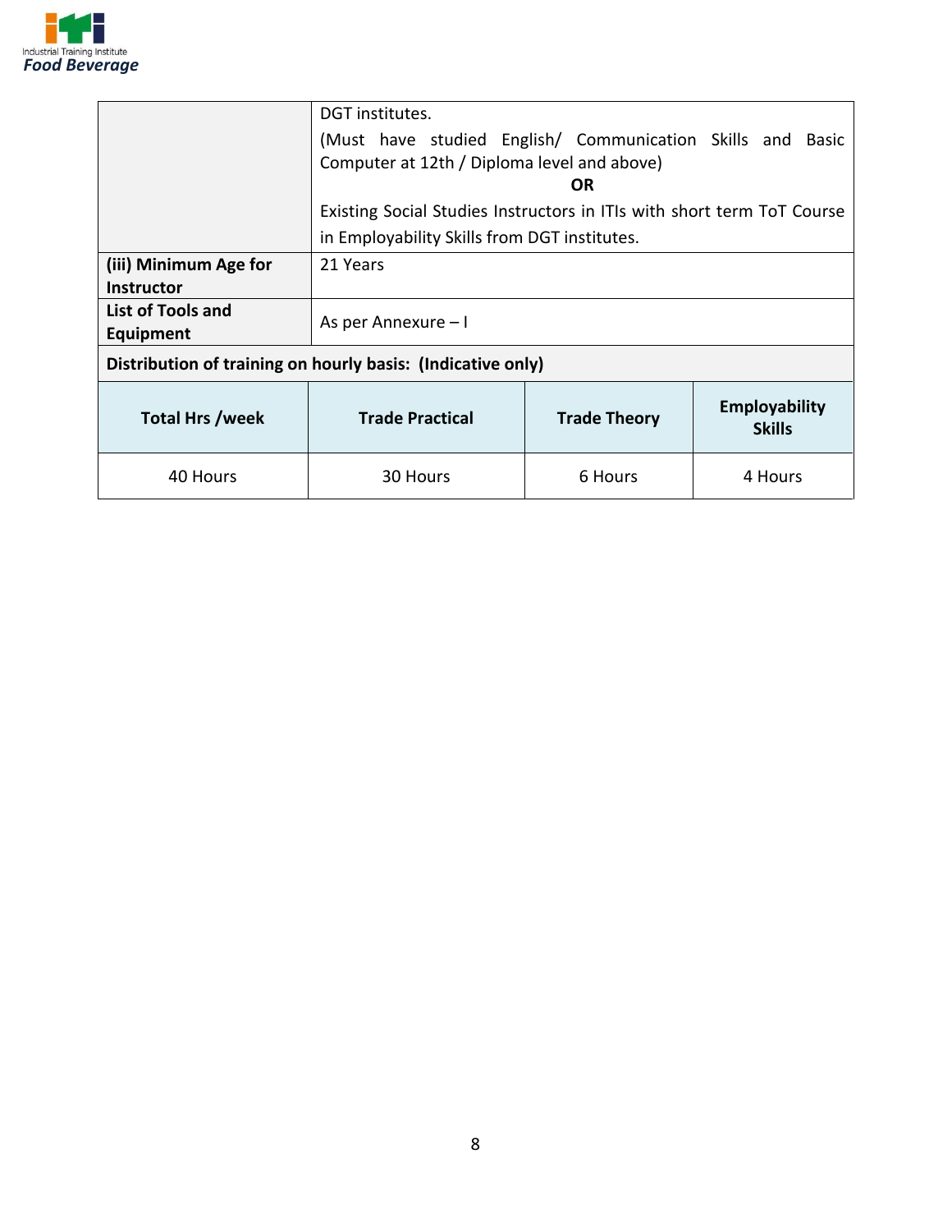| | |
|---|---|
| | DGT institutes.<br>(Must have studied English/ Communication Skills and Basic Computer at 12th / Diploma level and above)<br>**OR**<br>Existing Social Studies Instructors in ITIs with short term ToT Course in Employability Skills from DGT institutes. |
| **(iii) Minimum Age for Instructor** | 21 Years |
| **List of Tools and Equipment** | As per Annexure – I |

**Distribution of training on hourly basis: (Indicative only)**

| Total Hrs /week | Trade Practical | Trade Theory | Employability Skills |
|---|---|---|---|
| 40 Hours | 30 Hours | 6 Hours | 4 Hours |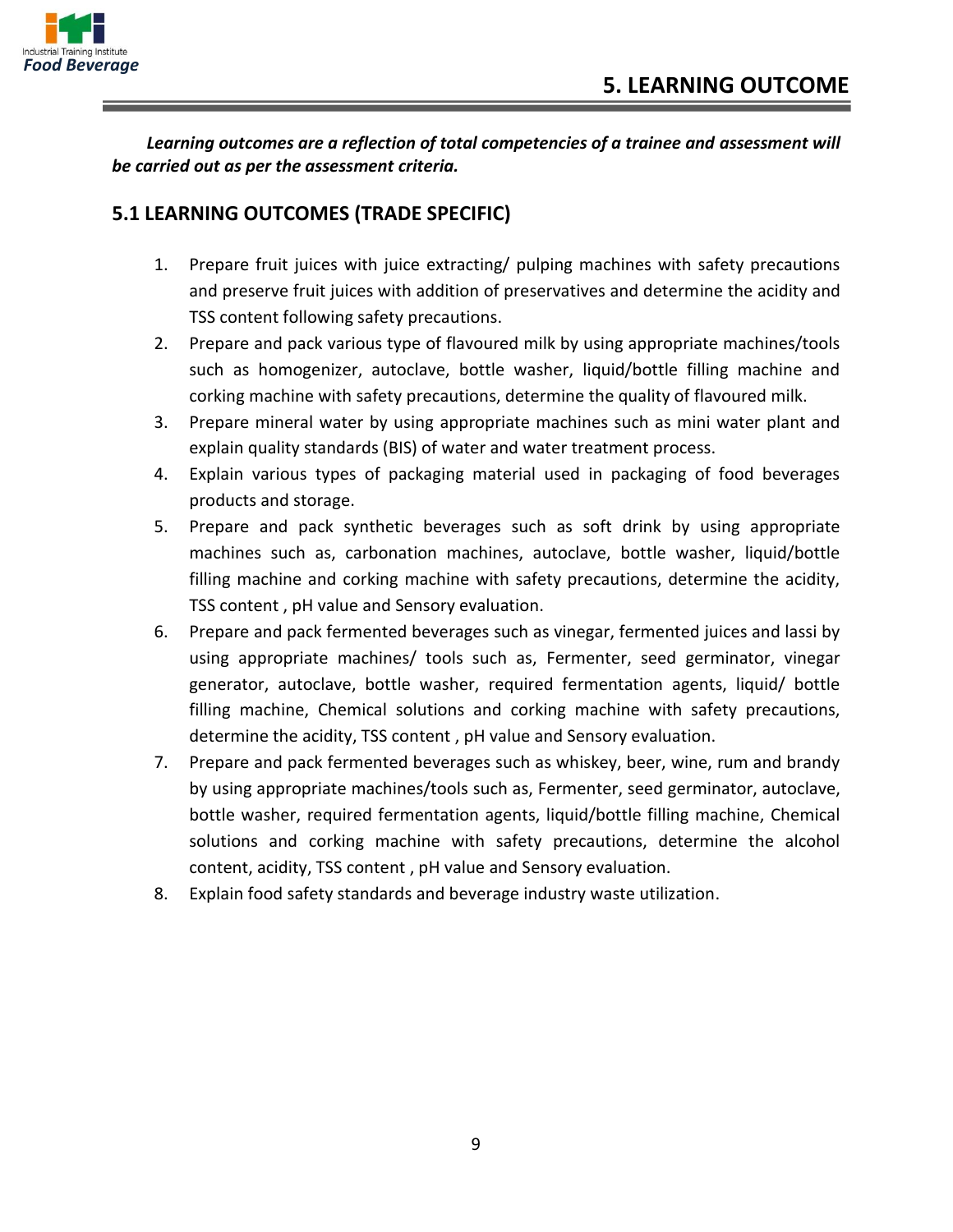# 5. LEARNING OUTCOME

***Learning outcomes are a reflection of total competencies of a trainee and assessment will be carried out as per the assessment criteria.***

## 5.1 LEARNING OUTCOMES (TRADE SPECIFIC)

1. Prepare fruit juices with juice extracting/ pulping machines with safety precautions and preserve fruit juices with addition of preservatives and determine the acidity and TSS content following safety precautions.
2. Prepare and pack various type of flavoured milk by using appropriate machines/tools such as homogenizer, autoclave, bottle washer, liquid/bottle filling machine and corking machine with safety precautions, determine the quality of flavoured milk.
3. Prepare mineral water by using appropriate machines such as mini water plant and explain quality standards (BIS) of water and water treatment process.
4. Explain various types of packaging material used in packaging of food beverages products and storage.
5. Prepare and pack synthetic beverages such as soft drink by using appropriate machines such as, carbonation machines, autoclave, bottle washer, liquid/bottle filling machine and corking machine with safety precautions, determine the acidity, TSS content , pH value and Sensory evaluation.
6. Prepare and pack fermented beverages such as vinegar, fermented juices and lassi by using appropriate machines/ tools such as, Fermenter, seed germinator, vinegar generator, autoclave, bottle washer, required fermentation agents, liquid/ bottle filling machine, Chemical solutions and corking machine with safety precautions, determine the acidity, TSS content , pH value and Sensory evaluation.
7. Prepare and pack fermented beverages such as whiskey, beer, wine, rum and brandy by using appropriate machines/tools such as, Fermenter, seed germinator, autoclave, bottle washer, required fermentation agents, liquid/bottle filling machine, Chemical solutions and corking machine with safety precautions, determine the alcohol content, acidity, TSS content , pH value and Sensory evaluation.
8. Explain food safety standards and beverage industry waste utilization.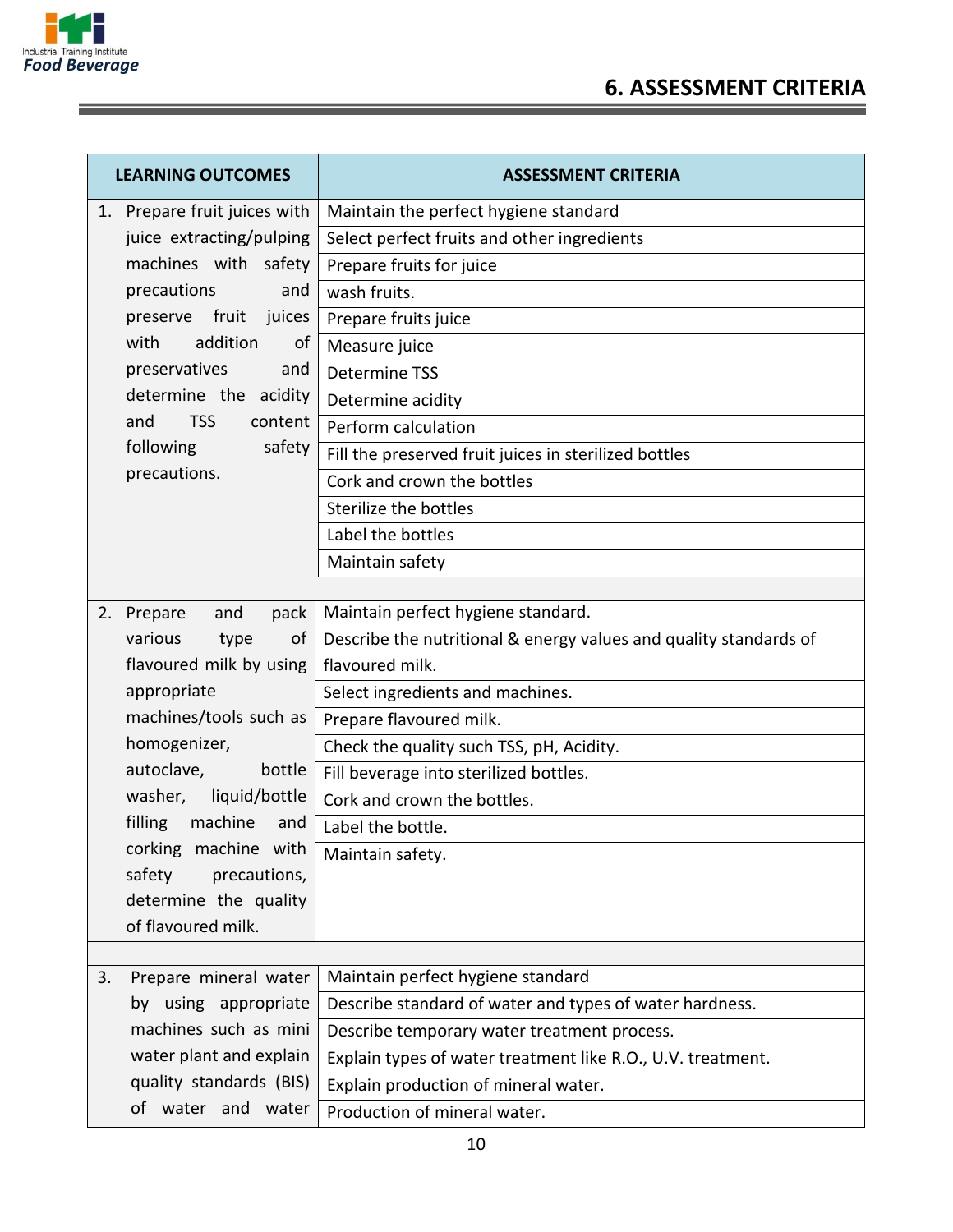## 6. ASSESSMENT CRITERIA

| LEARNING OUTCOMES | ASSESSMENT CRITERIA |
|---|---|
| 1. Prepare fruit juices with juice extracting/pulping machines with safety precautions and preserve fruit juices with addition of preservatives and determine the acidity and TSS content following safety precautions. | Maintain the perfect hygiene standard |
| | Select perfect fruits and other ingredients |
| | Prepare fruits for juice |
| | wash fruits. |
| | Prepare fruits juice |
| | Measure juice |
| | Determine TSS |
| | Determine acidity |
| | Perform calculation |
| | Fill the preserved fruit juices in sterilized bottles |
| | Cork and crown the bottles |
| | Sterilize the bottles |
| | Label the bottles |
| | Maintain safety |
| | |
| 2. Prepare and pack various type of flavoured milk by using appropriate machines/tools such as homogenizer, autoclave, bottle washer, liquid/bottle filling machine and corking machine with safety precautions, determine the quality of flavoured milk. | Maintain perfect hygiene standard. |
| | Describe the nutritional & energy values and quality standards of flavoured milk. |
| | Select ingredients and machines. |
| | Prepare flavoured milk. |
| | Check the quality such TSS, pH, Acidity. |
| | Fill beverage into sterilized bottles. |
| | Cork and crown the bottles. |
| | Label the bottle. |
| | Maintain safety. |
| | |
| 3. Prepare mineral water by using appropriate machines such as mini water plant and explain quality standards (BIS) of water and water | Maintain perfect hygiene standard |
| | Describe standard of water and types of water hardness. |
| | Describe temporary water treatment process. |
| | Explain types of water treatment like R.O., U.V. treatment. |
| | Explain production of mineral water. |
| | Production of mineral water. |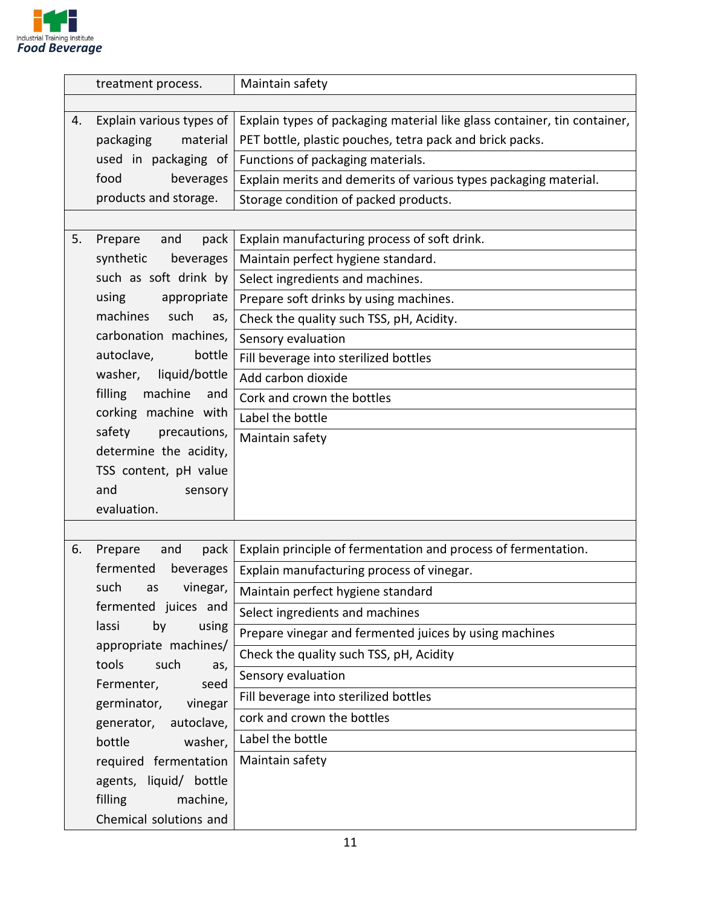| | |
|---|---|
| treatment process. | Maintain safety |
| | |
| 4. Explain various types of packaging material used in packaging of food beverages products and storage. | Explain types of packaging material like glass container, tin container, PET bottle, plastic pouches, tetra pack and brick packs. |
| | Functions of packaging materials. |
| | Explain merits and demerits of various types packaging material. |
| | Storage condition of packed products. |
| | |
| 5. Prepare and pack synthetic beverages such as soft drink by using appropriate machines such as, carbonation machines, autoclave, bottle washer, liquid/bottle filling machine and corking machine with safety precautions, determine the acidity, TSS content, pH value and sensory evaluation. | Explain manufacturing process of soft drink. |
| | Maintain perfect hygiene standard. |
| | Select ingredients and machines. |
| | Prepare soft drinks by using machines. |
| | Check the quality such TSS, pH, Acidity. |
| | Sensory evaluation |
| | Fill beverage into sterilized bottles |
| | Add carbon dioxide |
| | Cork and crown the bottles |
| | Label the bottle |
| | Maintain safety |
| | |
| 6. Prepare and pack fermented beverages such as vinegar, fermented juices and lassi by using appropriate machines/ tools such as, Fermenter, seed germinator, vinegar generator, autoclave, bottle washer, required fermentation agents, liquid/ bottle filling machine, Chemical solutions and | Explain principle of fermentation and process of fermentation. |
| | Explain manufacturing process of vinegar. |
| | Maintain perfect hygiene standard |
| | Select ingredients and machines |
| | Prepare vinegar and fermented juices by using machines |
| | Check the quality such TSS, pH, Acidity |
| | Sensory evaluation |
| | Fill beverage into sterilized bottles |
| | cork and crown the bottles |
| | Label the bottle |
| | Maintain safety |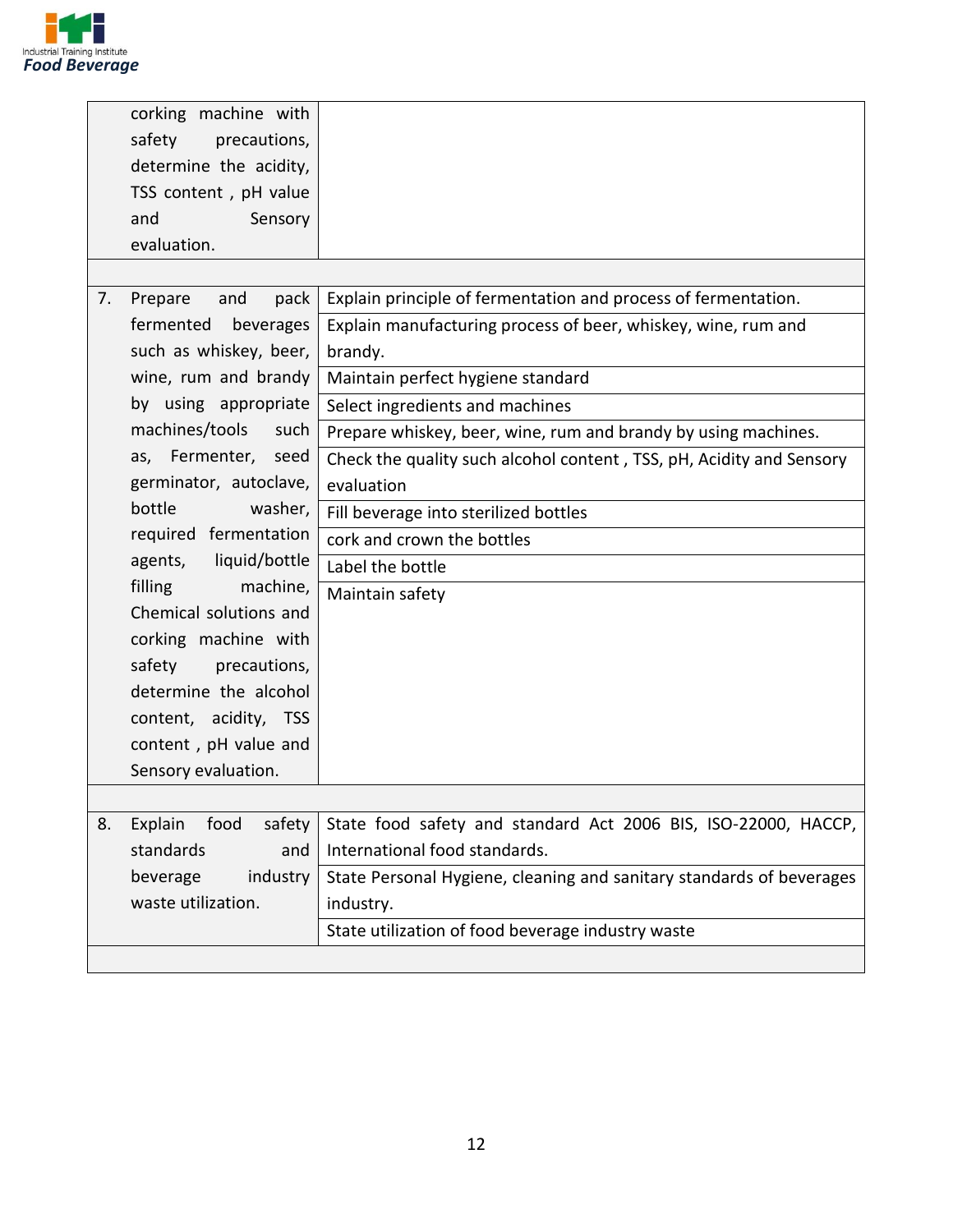| | | |
|---|---|---|
| | corking machine with safety precautions, determine the acidity, TSS content , pH value and Sensory evaluation. | |
| | | |
| 7. | Prepare and pack fermented beverages such as whiskey, beer, wine, rum and brandy by using appropriate machines/tools such as, Fermenter, seed germinator, autoclave, bottle washer, required fermentation agents, liquid/bottle filling machine, Chemical solutions and corking machine with safety precautions, determine the alcohol content, acidity, TSS content , pH value and Sensory evaluation. | Explain principle of fermentation and process of fermentation. |
| | | Explain manufacturing process of beer, whiskey, wine, rum and brandy. |
| | | Maintain perfect hygiene standard |
| | | Select ingredients and machines |
| | | Prepare whiskey, beer, wine, rum and brandy by using machines. |
| | | Check the quality such alcohol content , TSS, pH, Acidity and Sensory evaluation |
| | | Fill beverage into sterilized bottles |
| | | cork and crown the bottles |
| | | Label the bottle |
| | | Maintain safety |
| | | |
| 8. | Explain food safety standards and beverage industry waste utilization. | State food safety and standard Act 2006 BIS, ISO-22000, HACCP, International food standards. |
| | | State Personal Hygiene, cleaning and sanitary standards of beverages industry. |
| | | State utilization of food beverage industry waste |
| | | |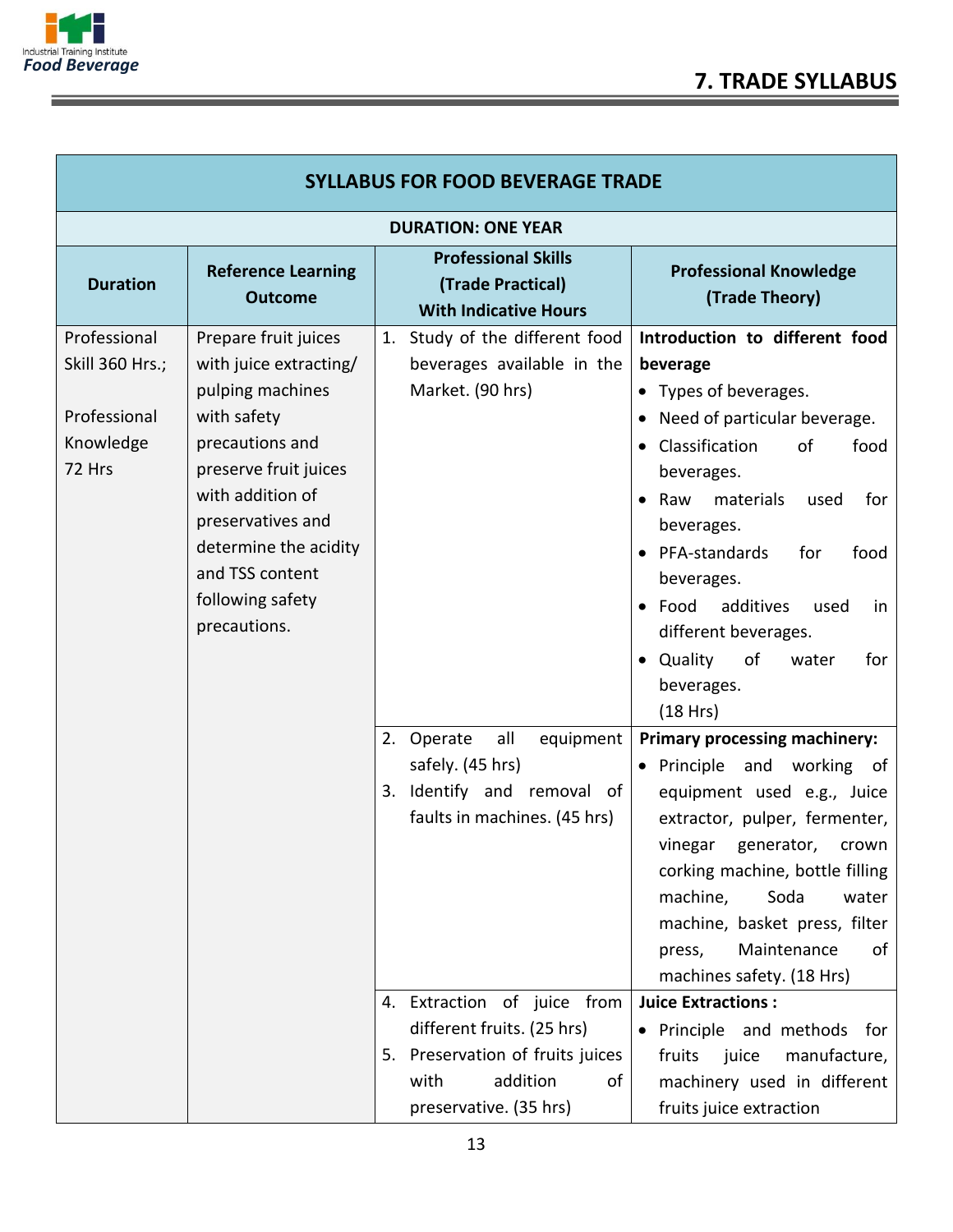## 7. TRADE SYLLABUS

| SYLLABUS FOR FOOD BEVERAGE TRADE | | | |
|---|---|---|---|
| **DURATION: ONE YEAR** | | | |
| **Duration** | **Reference Learning Outcome** | **Professional Skills (Trade Practical) With Indicative Hours** | **Professional Knowledge (Trade Theory)** |
| Professional Skill 360 Hrs.;<br><br>Professional Knowledge 72 Hrs | Prepare fruit juices with juice extracting/ pulping machines with safety precautions and preserve fruit juices with addition of preservatives and determine the acidity and TSS content following safety precautions. | 1. Study of the different food beverages available in the Market. (90 hrs) | **Introduction to different food beverage**<br>• Types of beverages.<br>• Need of particular beverage.<br>• Classification of food beverages.<br>• Raw materials used for beverages.<br>• PFA-standards for food beverages.<br>• Food additives used in different beverages.<br>• Quality of water for beverages.<br>(18 Hrs) |
| | | 2. Operate all equipment safely. (45 hrs)<br>3. Identify and removal of faults in machines. (45 hrs) | **Primary processing machinery:**<br>• Principle and working of equipment used e.g., Juice extractor, pulper, fermenter, vinegar generator, crown corking machine, bottle filling machine, Soda water machine, basket press, filter press, Maintenance of machines safety. (18 Hrs) |
| | | 4. Extraction of juice from different fruits. (25 hrs)<br>5. Preservation of fruits juices with addition of preservative. (35 hrs) | **Juice Extractions :**<br>• Principle and methods for fruits juice manufacture, machinery used in different fruits juice extraction |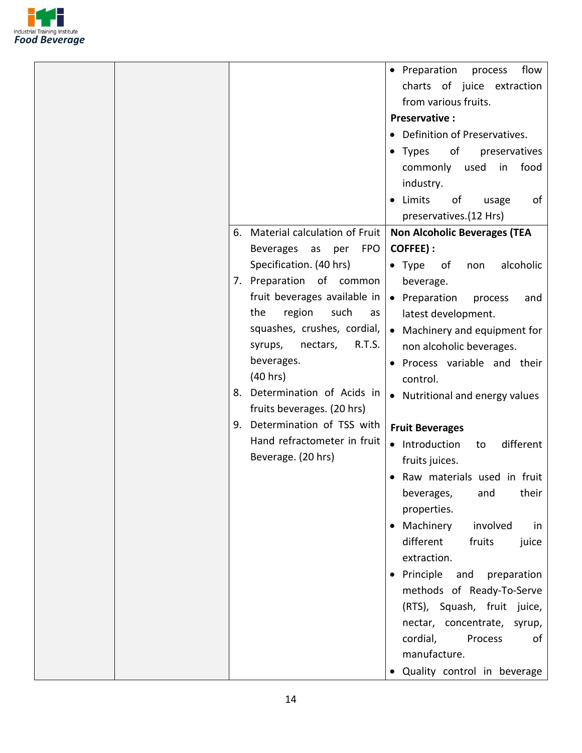| | | | |
|---|---|---|---|
| | | | • Preparation process flow charts of juice extraction from various fruits.<br>**Preservative :**<br>• Definition of Preservatives.<br>• Types of preservatives commonly used in food industry.<br>• Limits of usage of preservatives.(12 Hrs) |
| | | 6. Material calculation of Fruit Beverages as per FPO Specification. (40 hrs)<br>7. Preparation of common fruit beverages available in the region such as squashes, crushes, cordial, syrups, nectars, R.T.S. beverages. (40 hrs)<br>8. Determination of Acids in fruits beverages. (20 hrs)<br>9. Determination of TSS with Hand refractometer in fruit Beverage. (20 hrs) | **Non Alcoholic Beverages (TEA COFFEE) :**<br>• Type of non alcoholic beverage.<br>• Preparation process and latest development.<br>• Machinery and equipment for non alcoholic beverages.<br>• Process variable and their control.<br>• Nutritional and energy values<br><br>**Fruit Beverages**<br>• Introduction to different fruits juices.<br>• Raw materials used in fruit beverages, and their properties.<br>• Machinery involved in different fruits juice extraction.<br>• Principle and preparation methods of Ready-To-Serve (RTS), Squash, fruit juice, nectar, concentrate, syrup, cordial, Process of manufacture.<br>• Quality control in beverage |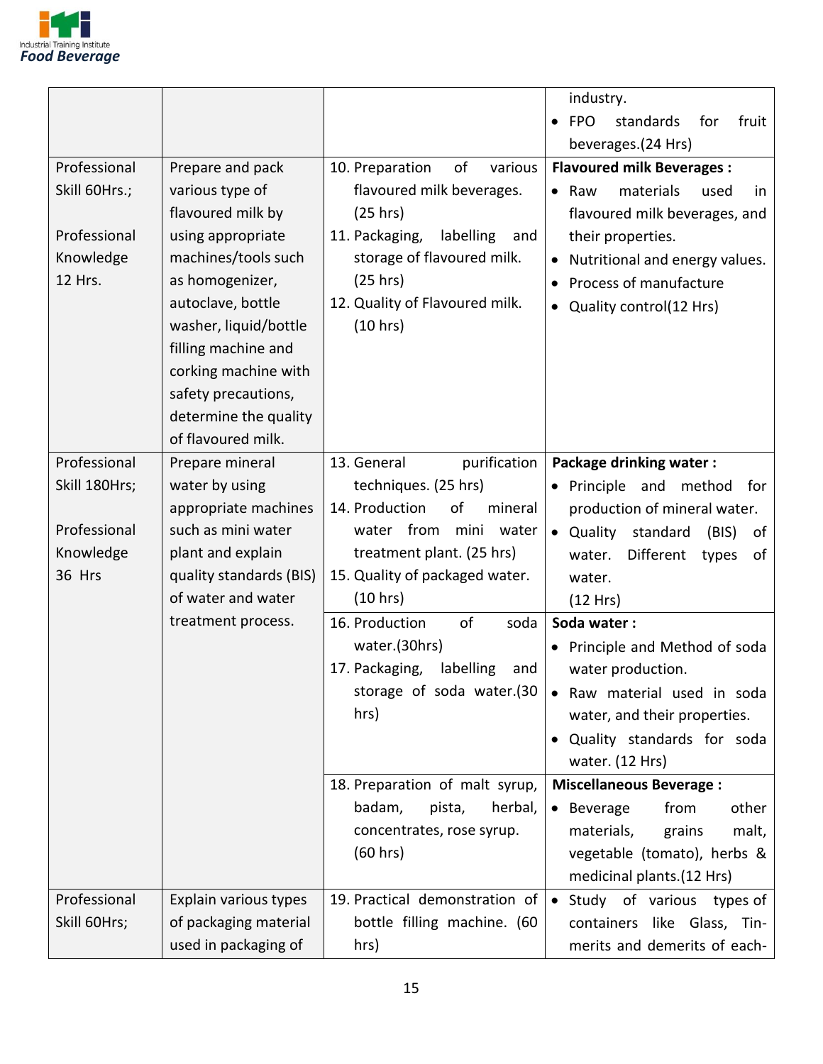| | | | |
|---|---|---|---|
| | | | industry.<br>• FPO standards for fruit beverages.(24 Hrs) |
| Professional Skill 60Hrs.;<br><br>Professional Knowledge 12 Hrs. | Prepare and pack various type of flavoured milk by using appropriate machines/tools such as homogenizer, autoclave, bottle washer, liquid/bottle filling machine and corking machine with safety precautions, determine the quality of flavoured milk. | 10. Preparation of various flavoured milk beverages. (25 hrs)<br>11. Packaging, labelling and storage of flavoured milk. (25 hrs)<br>12. Quality of Flavoured milk. (10 hrs) | **Flavoured milk Beverages :**<br>• Raw materials used in flavoured milk beverages, and their properties.<br>• Nutritional and energy values.<br>• Process of manufacture<br>• Quality control(12 Hrs) |
| Professional Skill 180Hrs;<br><br>Professional Knowledge 36 Hrs | Prepare mineral water by using appropriate machines such as mini water plant and explain quality standards (BIS) of water and water treatment process. | 13. General purification techniques. (25 hrs)<br>14. Production of mineral water from mini water treatment plant. (25 hrs)<br>15. Quality of packaged water. (10 hrs) | **Package drinking water :**<br>• Principle and method for production of mineral water.<br>• Quality standard (BIS) of water. Different types of water.<br>(12 Hrs) |
| | | 16. Production of soda water.(30hrs)<br>17. Packaging, labelling and storage of soda water.(30 hrs) | **Soda water :**<br>• Principle and Method of soda water production.<br>• Raw material used in soda water, and their properties.<br>• Quality standards for soda water. (12 Hrs) |
| | | 18. Preparation of malt syrup, badam, pista, herbal, concentrates, rose syrup. (60 hrs) | **Miscellaneous Beverage :**<br>• Beverage from other materials, grains malt, vegetable (tomato), herbs & medicinal plants.(12 Hrs) |
| Professional Skill 60Hrs; | Explain various types of packaging material used in packaging of | 19. Practical demonstration of bottle filling machine. (60 hrs) | • Study of various types of containers like Glass, Tin-merits and demerits of each- |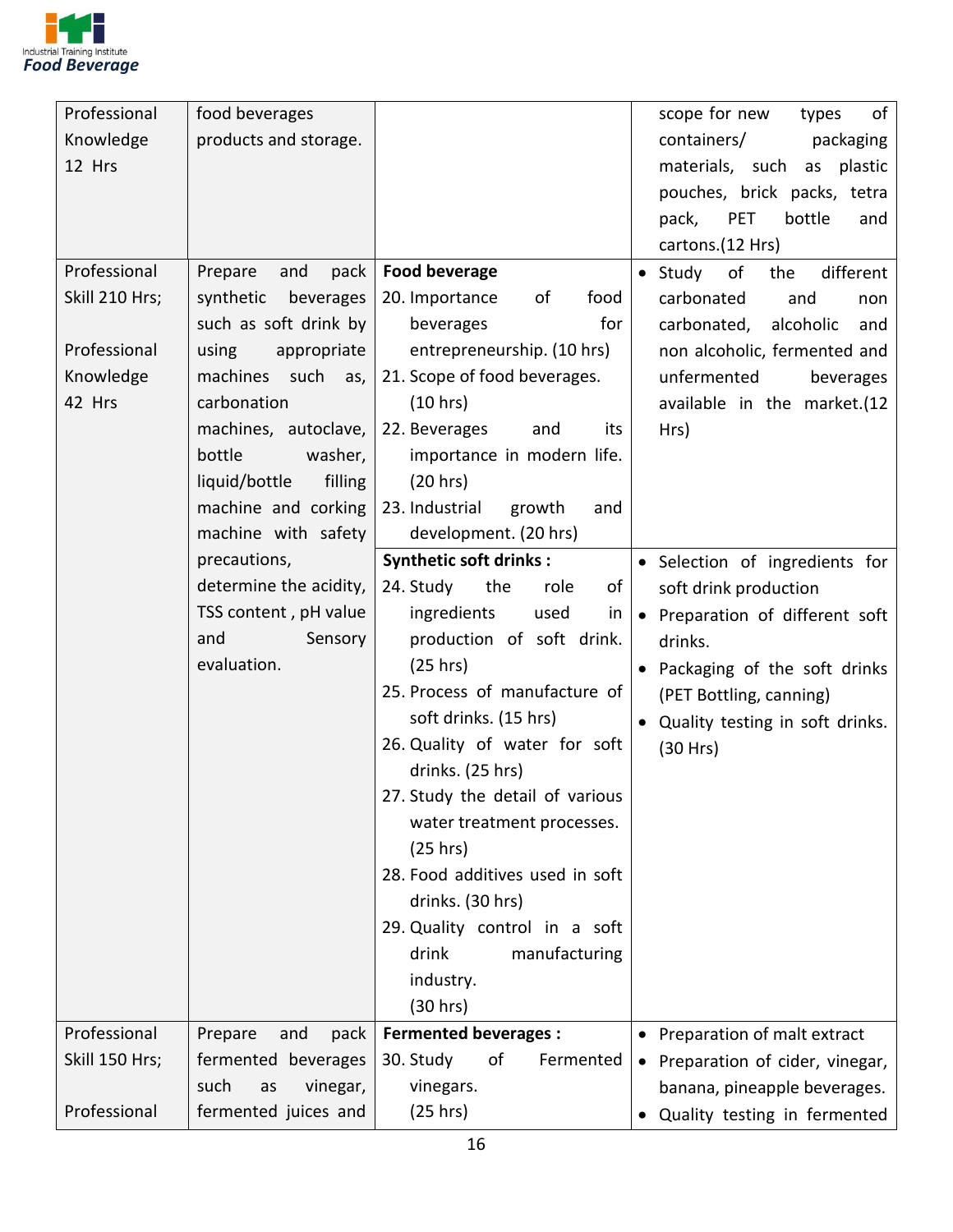| | | | |
|---|---|---|---|
| Professional Knowledge 12 Hrs | food beverages products and storage. | | scope for new types of containers/ packaging materials, such as plastic pouches, brick packs, tetra pack, PET bottle and cartons.(12 Hrs) |
| Professional Skill 210 Hrs;<br><br>Professional Knowledge 42 Hrs | Prepare and pack synthetic beverages such as soft drink by using appropriate machines such as, carbonation machines, autoclave, bottle washer, liquid/bottle filling machine and corking machine with safety precautions, determine the acidity, TSS content , pH value and Sensory evaluation. | **Food beverage**<br>20. Importance of food beverages for entrepreneurship. (10 hrs)<br>21. Scope of food beverages. (10 hrs)<br>22. Beverages and its importance in modern life. (20 hrs)<br>23. Industrial growth and development. (20 hrs) | • Study of the different carbonated and non carbonated, alcoholic and non alcoholic, fermented and unfermented beverages available in the market.(12 Hrs) |
| | | **Synthetic soft drinks :**<br>24. Study the role of ingredients used in production of soft drink. (25 hrs)<br>25. Process of manufacture of soft drinks. (15 hrs)<br>26. Quality of water for soft drinks. (25 hrs)<br>27. Study the detail of various water treatment processes. (25 hrs)<br>28. Food additives used in soft drinks. (30 hrs)<br>29. Quality control in a soft drink manufacturing industry. (30 hrs) | • Selection of ingredients for soft drink production<br>• Preparation of different soft drinks.<br>• Packaging of the soft drinks (PET Bottling, canning)<br>• Quality testing in soft drinks. (30 Hrs) |
| Professional Skill 150 Hrs;<br><br>Professional | Prepare and pack fermented beverages such as vinegar, fermented juices and | **Fermented beverages :**<br>30. Study of Fermented vinegars. (25 hrs) | • Preparation of malt extract<br>• Preparation of cider, vinegar, banana, pineapple beverages.<br>• Quality testing in fermented |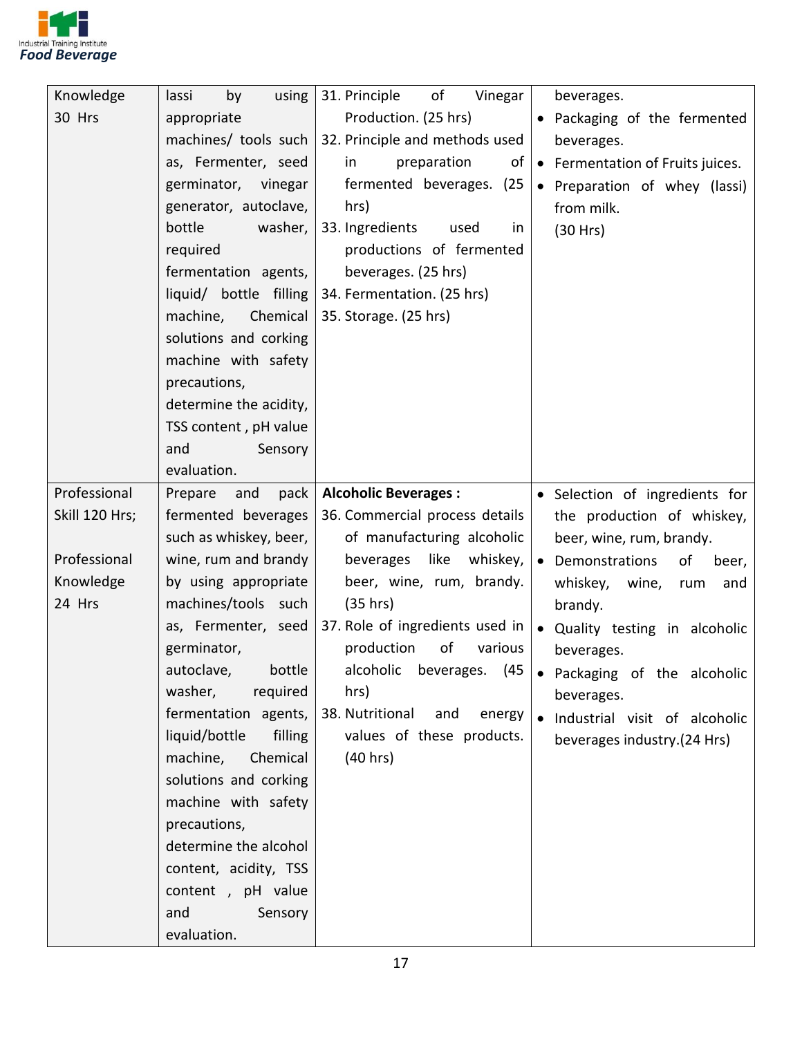| | | | |
|---|---|---|---|
| Knowledge 30 Hrs | lassi by using appropriate machines/ tools such as, Fermenter, seed germinator, vinegar generator, autoclave, bottle washer, required fermentation agents, liquid/ bottle filling machine, Chemical solutions and corking machine with safety precautions, determine the acidity, TSS content , pH value and Sensory evaluation. | 31. Principle of Vinegar Production. (25 hrs)<br>32. Principle and methods used in preparation of fermented beverages. (25 hrs)<br>33. Ingredients used in productions of fermented beverages. (25 hrs)<br>34. Fermentation. (25 hrs)<br>35. Storage. (25 hrs) | beverages.<br>• Packaging of the fermented beverages.<br>• Fermentation of Fruits juices.<br>• Preparation of whey (lassi) from milk.<br>(30 Hrs) |
| Professional Skill 120 Hrs;<br><br>Professional Knowledge 24 Hrs | Prepare and pack fermented beverages such as whiskey, beer, wine, rum and brandy by using appropriate machines/tools such as, Fermenter, seed germinator, autoclave, bottle washer, required fermentation agents, liquid/bottle filling machine, Chemical solutions and corking machine with safety precautions, determine the alcohol content, acidity, TSS content , pH value and Sensory evaluation. | **Alcoholic Beverages :**<br>36. Commercial process details of manufacturing alcoholic beverages like whiskey, beer, wine, rum, brandy. (35 hrs)<br>37. Role of ingredients used in production of various alcoholic beverages. (45 hrs)<br>38. Nutritional and energy values of these products. (40 hrs) | • Selection of ingredients for the production of whiskey, beer, wine, rum, brandy.<br>• Demonstrations of beer, whiskey, wine, rum and brandy.<br>• Quality testing in alcoholic beverages.<br>• Packaging of the alcoholic beverages.<br>• Industrial visit of alcoholic beverages industry.(24 Hrs) |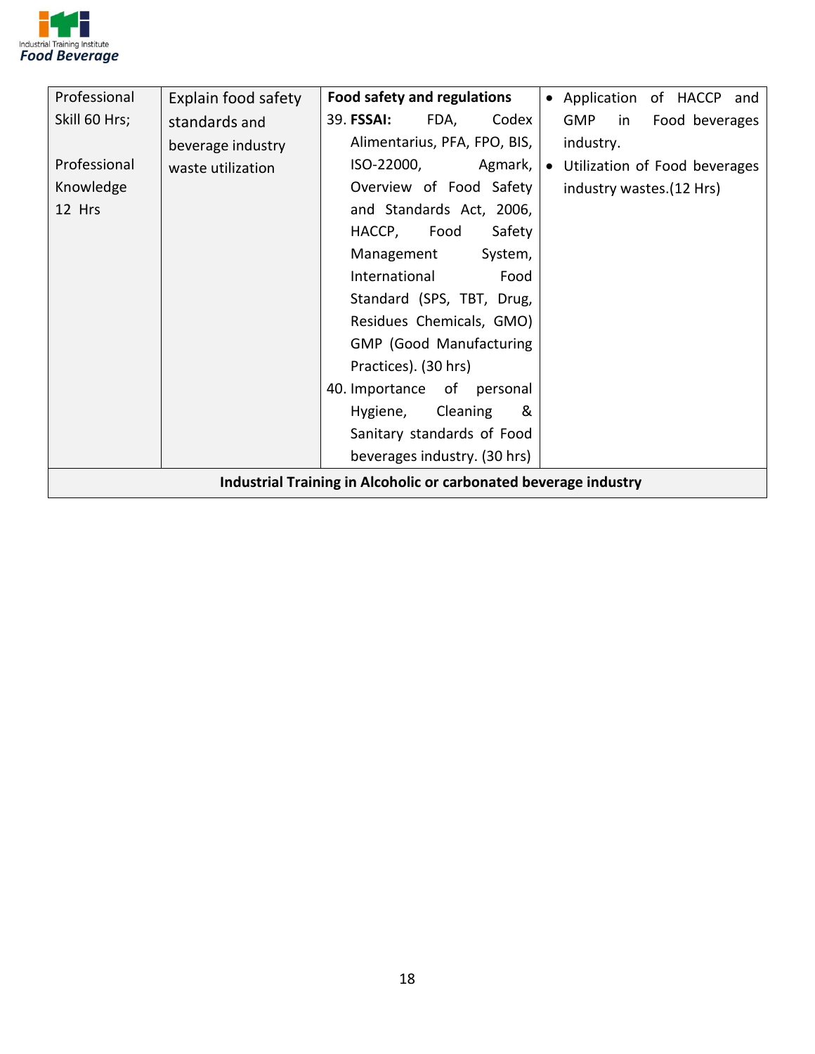| | | | |
|---|---|---|---|
| Professional Skill 60 Hrs;<br><br>Professional Knowledge 12 Hrs | Explain food safety standards and beverage industry waste utilization | **Food safety and regulations**<br>39. **FSSAI:** FDA, Codex Alimentarius, PFA, FPO, BIS, ISO-22000, Agmark, Overview of Food Safety and Standards Act, 2006, HACCP, Food Safety Management System, International Food Standard (SPS, TBT, Drug, Residues Chemicals, GMO) GMP (Good Manufacturing Practices). (30 hrs)<br>40. Importance of personal Hygiene, Cleaning & Sanitary standards of Food beverages industry. (30 hrs) | • Application of HACCP and GMP in Food beverages industry.<br>• Utilization of Food beverages industry wastes.(12 Hrs) |
| **Industrial Training in Alcoholic or carbonated beverage industry** | | | |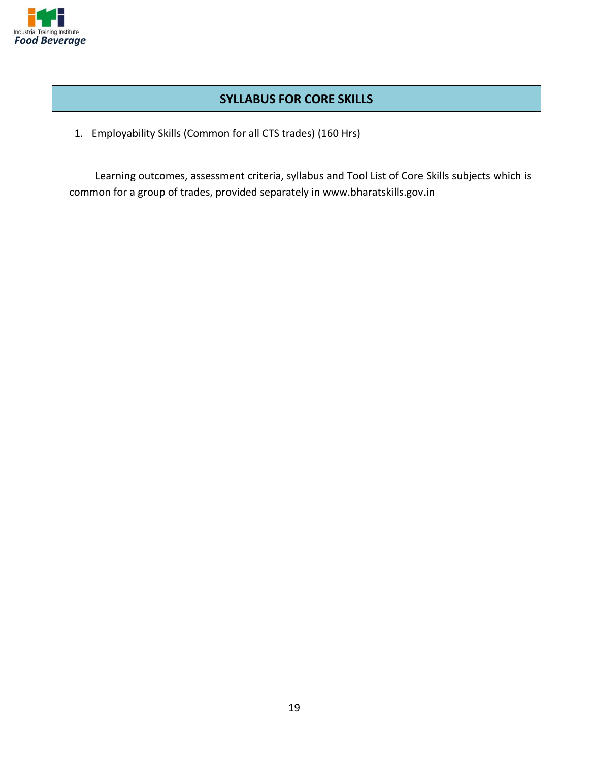## SYLLABUS FOR CORE SKILLS

1. Employability Skills (Common for all CTS trades) (160 Hrs)

Learning outcomes, assessment criteria, syllabus and Tool List of Core Skills subjects which is common for a group of trades, provided separately in www.bharatskills.gov.in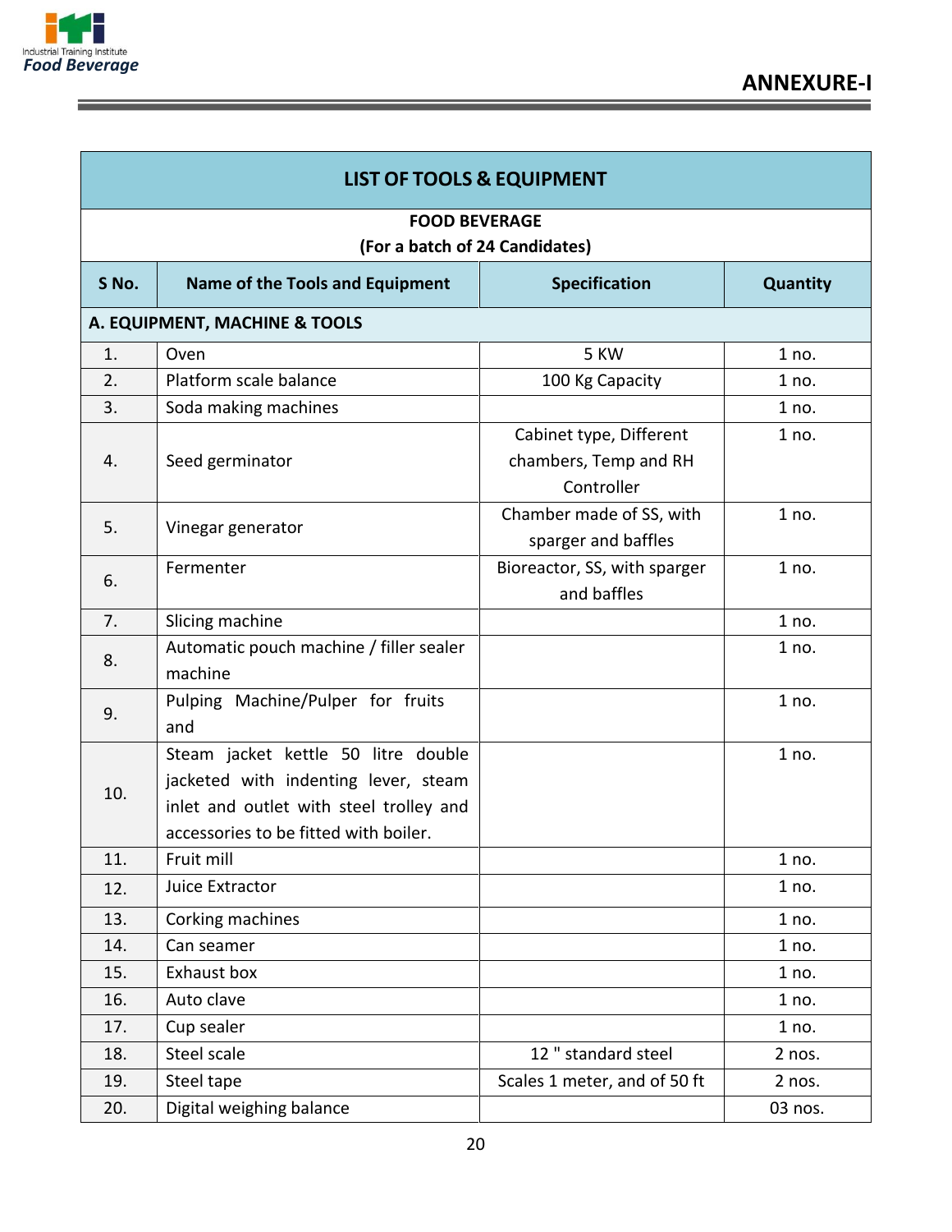## ANNEXURE-I

| LIST OF TOOLS & EQUIPMENT | | | |
|---|---|---|---|
| **FOOD BEVERAGE (For a batch of 24 Candidates)** | | | |
| **S No.** | **Name of the Tools and Equipment** | **Specification** | **Quantity** |
| **A. EQUIPMENT, MACHINE & TOOLS** | | | |
| 1. | Oven | 5 KW | 1 no. |
| 2. | Platform scale balance | 100 Kg Capacity | 1 no. |
| 3. | Soda making machines | | 1 no. |
| 4. | Seed germinator | Cabinet type, Different chambers, Temp and RH Controller | 1 no. |
| 5. | Vinegar generator | Chamber made of SS, with sparger and baffles | 1 no. |
| 6. | Fermenter | Bioreactor, SS, with sparger and baffles | 1 no. |
| 7. | Slicing machine | | 1 no. |
| 8. | Automatic pouch machine / filler sealer machine | | 1 no. |
| 9. | Pulping Machine/Pulper for fruits and | | 1 no. |
| 10. | Steam jacket kettle 50 litre double jacketed with indenting lever, steam inlet and outlet with steel trolley and accessories to be fitted with boiler. | | 1 no. |
| 11. | Fruit mill | | 1 no. |
| 12. | Juice Extractor | | 1 no. |
| 13. | Corking machines | | 1 no. |
| 14. | Can seamer | | 1 no. |
| 15. | Exhaust box | | 1 no. |
| 16. | Auto clave | | 1 no. |
| 17. | Cup sealer | | 1 no. |
| 18. | Steel scale | 12 " standard steel | 2 nos. |
| 19. | Steel tape | Scales 1 meter, and of 50 ft | 2 nos. |
| 20. | Digital weighing balance | | 03 nos. |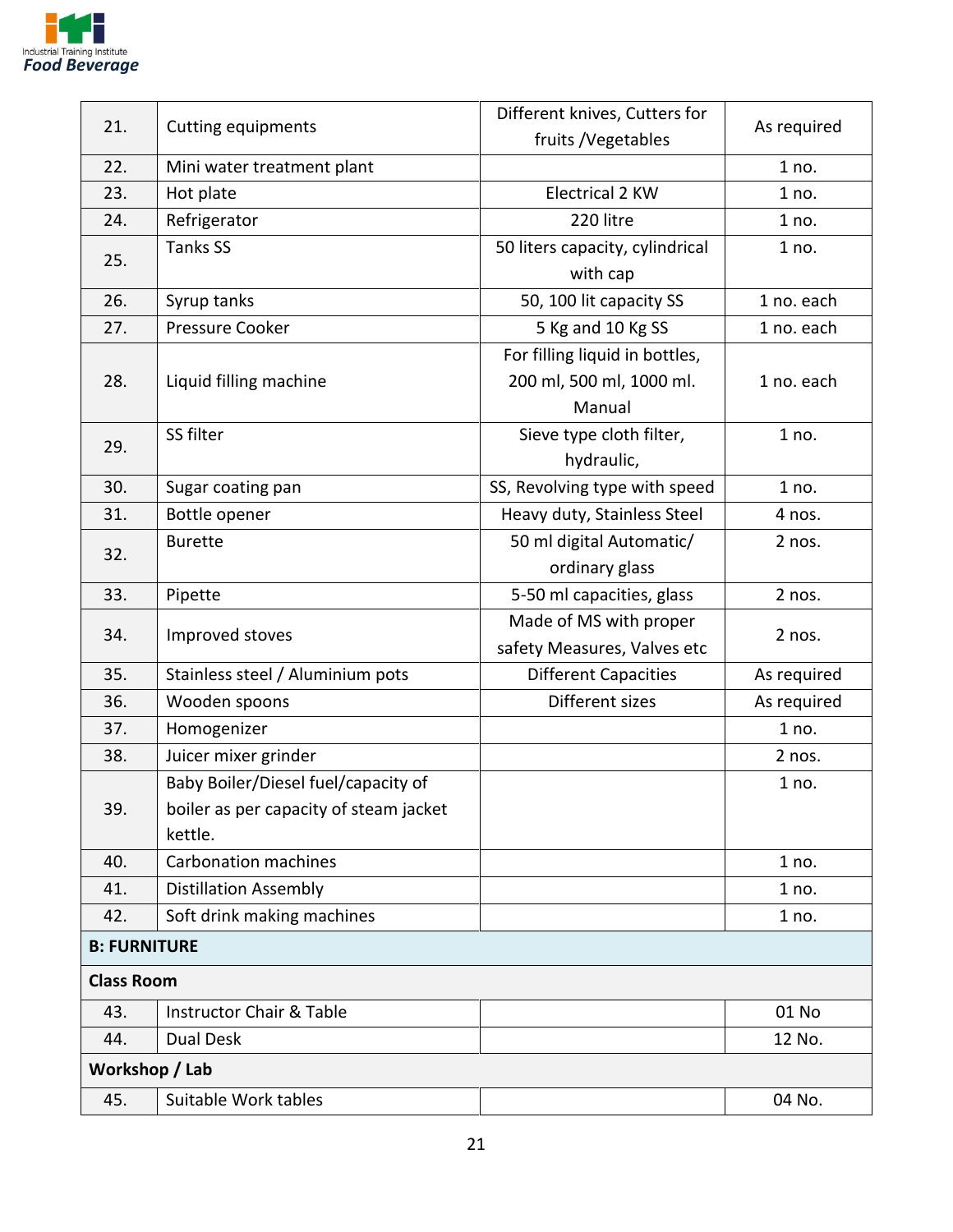| 21. | Cutting equipments | Different knives, Cutters for fruits /Vegetables | As required |
|---|---|---|---|
| 22. | Mini water treatment plant | | 1 no. |
| 23. | Hot plate | Electrical 2 KW | 1 no. |
| 24. | Refrigerator | 220 litre | 1 no. |
| 25. | Tanks SS | 50 liters capacity, cylindrical with cap | 1 no. |
| 26. | Syrup tanks | 50, 100 lit capacity SS | 1 no. each |
| 27. | Pressure Cooker | 5 Kg and 10 Kg SS | 1 no. each |
| 28. | Liquid filling machine | For filling liquid in bottles, 200 ml, 500 ml, 1000 ml. Manual | 1 no. each |
| 29. | SS filter | Sieve type cloth filter, hydraulic, | 1 no. |
| 30. | Sugar coating pan | SS, Revolving type with speed | 1 no. |
| 31. | Bottle opener | Heavy duty, Stainless Steel | 4 nos. |
| 32. | Burette | 50 ml digital Automatic/ ordinary glass | 2 nos. |
| 33. | Pipette | 5-50 ml capacities, glass | 2 nos. |
| 34. | Improved stoves | Made of MS with proper safety Measures, Valves etc | 2 nos. |
| 35. | Stainless steel / Aluminium pots | Different Capacities | As required |
| 36. | Wooden spoons | Different sizes | As required |
| 37. | Homogenizer | | 1 no. |
| 38. | Juicer mixer grinder | | 2 nos. |
| 39. | Baby Boiler/Diesel fuel/capacity of boiler as per capacity of steam jacket kettle. | | 1 no. |
| 40. | Carbonation machines | | 1 no. |
| 41. | Distillation Assembly | | 1 no. |
| 42. | Soft drink making machines | | 1 no. |
| **B: FURNITURE** | | | |
| **Class Room** | | | |
| 43. | Instructor Chair & Table | | 01 No |
| 44. | Dual Desk | | 12 No. |
| **Workshop / Lab** | | | |
| 45. | Suitable Work tables | | 04 No. |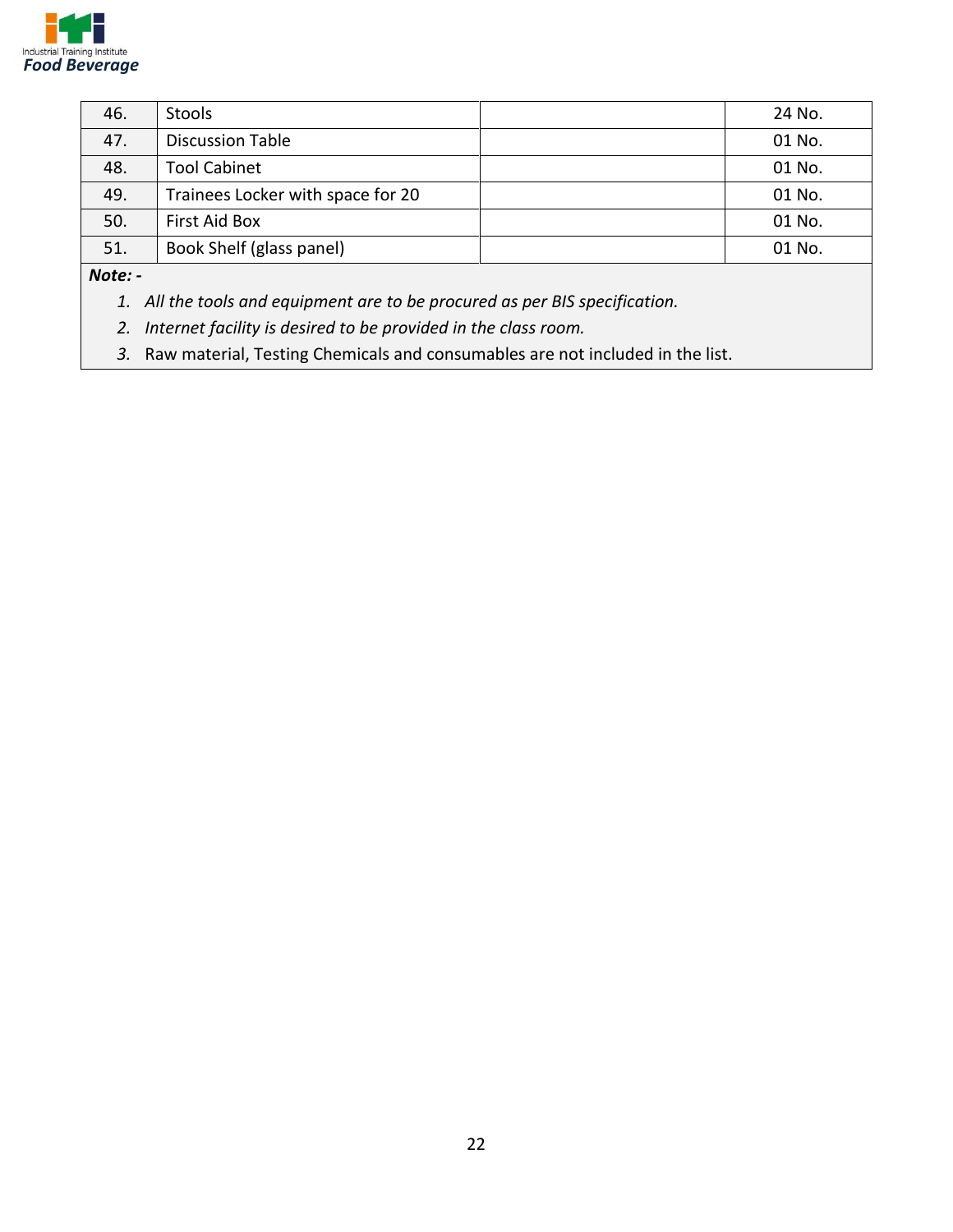| 46. | Stools | | 24 No. |
|---|---|---|---|
| 47. | Discussion Table | | 01 No. |
| 48. | Tool Cabinet | | 01 No. |
| 49. | Trainees Locker with space for 20 | | 01 No. |
| 50. | First Aid Box | | 01 No. |
| 51. | Book Shelf (glass panel) | | 01 No. |

***Note: -***

1. *All the tools and equipment are to be procured as per BIS specification.*
2. *Internet facility is desired to be provided in the class room.*
3. Raw material, Testing Chemicals and consumables are not included in the list.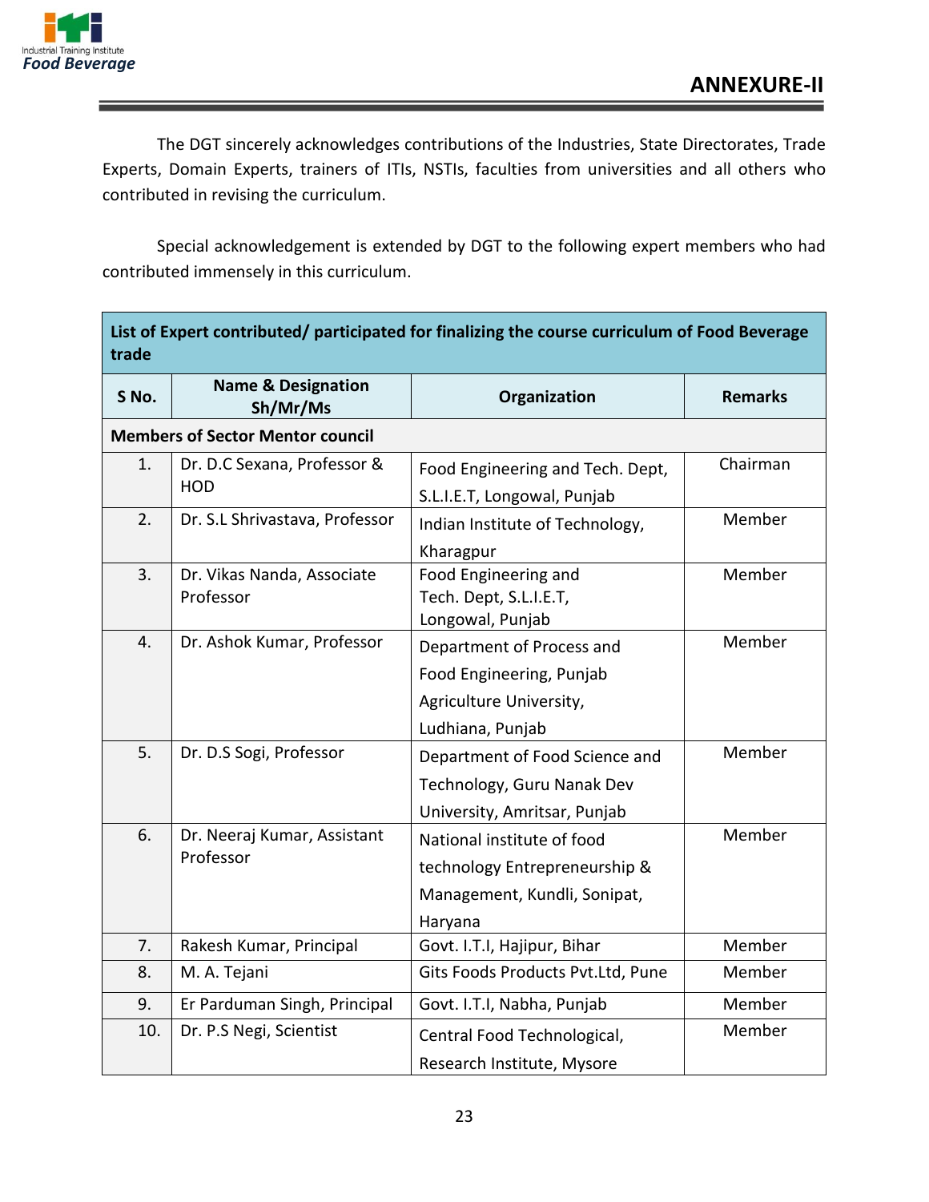## ANNEXURE-II

The DGT sincerely acknowledges contributions of the Industries, State Directorates, Trade Experts, Domain Experts, trainers of ITIs, NSTIs, faculties from universities and all others who contributed in revising the curriculum.

Special acknowledgement is extended by DGT to the following expert members who had contributed immensely in this curriculum.

| List of Expert contributed/ participated for finalizing the course curriculum of Food Beverage trade | | | |
|---|---|---|---|
| **S No.** | **Name & Designation Sh/Mr/Ms** | **Organization** | **Remarks** |
| **Members of Sector Mentor council** | | | |
| 1. | Dr. D.C Sexana, Professor & HOD | Food Engineering and Tech. Dept, S.L.I.E.T, Longowal, Punjab | Chairman |
| 2. | Dr. S.L Shrivastava, Professor | Indian Institute of Technology, Kharagpur | Member |
| 3. | Dr. Vikas Nanda, Associate Professor | Food Engineering and Tech. Dept, S.L.I.E.T, Longowal, Punjab | Member |
| 4. | Dr. Ashok Kumar, Professor | Department of Process and Food Engineering, Punjab Agriculture University, Ludhiana, Punjab | Member |
| 5. | Dr. D.S Sogi, Professor | Department of Food Science and Technology, Guru Nanak Dev University, Amritsar, Punjab | Member |
| 6. | Dr. Neeraj Kumar, Assistant Professor | National institute of food technology Entrepreneurship & Management, Kundli, Sonipat, Haryana | Member |
| 7. | Rakesh Kumar, Principal | Govt. I.T.I, Hajipur, Bihar | Member |
| 8. | M. A. Tejani | Gits Foods Products Pvt.Ltd, Pune | Member |
| 9. | Er Parduman Singh, Principal | Govt. I.T.I, Nabha, Punjab | Member |
| 10. | Dr. P.S Negi, Scientist | Central Food Technological, Research Institute, Mysore | Member |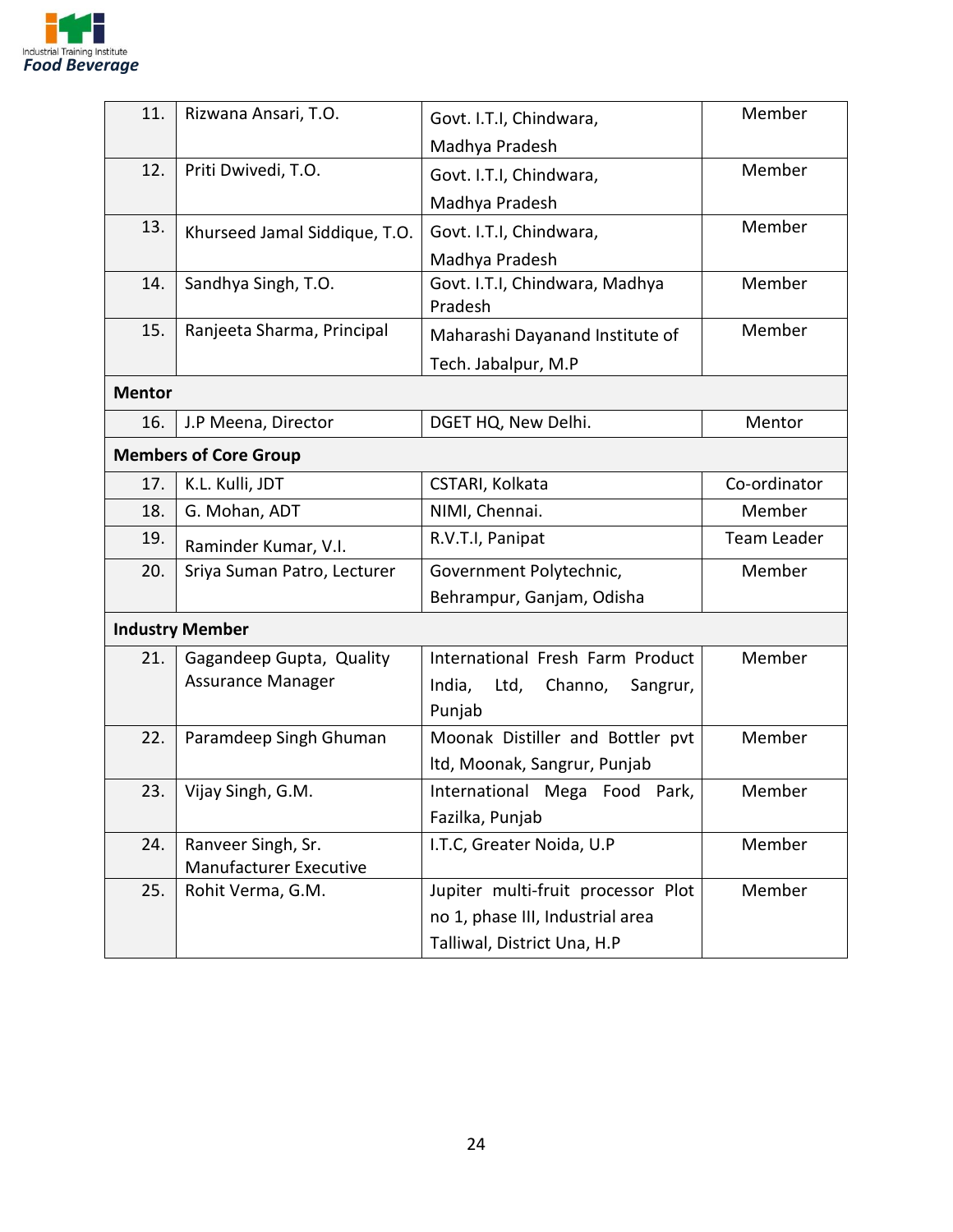| | | | |
|---|---|---|---|
| 11. | Rizwana Ansari, T.O. | Govt. I.T.I, Chindwara, Madhya Pradesh | Member |
| 12. | Priti Dwivedi, T.O. | Govt. I.T.I, Chindwara, Madhya Pradesh | Member |
| 13. | Khurseed Jamal Siddique, T.O. | Govt. I.T.I, Chindwara, Madhya Pradesh | Member |
| 14. | Sandhya Singh, T.O. | Govt. I.T.I, Chindwara, Madhya Pradesh | Member |
| 15. | Ranjeeta Sharma, Principal | Maharashi Dayanand Institute of Tech. Jabalpur, M.P | Member |
| **Mentor** | | | |
| 16. | J.P Meena, Director | DGET HQ, New Delhi. | Mentor |
| **Members of Core Group** | | | |
| 17. | K.L. Kulli, JDT | CSTARI, Kolkata | Co-ordinator |
| 18. | G. Mohan, ADT | NIMI, Chennai. | Member |
| 19. | Raminder Kumar, V.I. | R.V.T.I, Panipat | Team Leader |
| 20. | Sriya Suman Patro, Lecturer | Government Polytechnic, Behrampur, Ganjam, Odisha | Member |
| **Industry Member** | | | |
| 21. | Gagandeep Gupta, Quality Assurance Manager | International Fresh Farm Product India, Ltd, Channo, Sangrur, Punjab | Member |
| 22. | Paramdeep Singh Ghuman | Moonak Distiller and Bottler pvt ltd, Moonak, Sangrur, Punjab | Member |
| 23. | Vijay Singh, G.M. | International Mega Food Park, Fazilka, Punjab | Member |
| 24. | Ranveer Singh, Sr. Manufacturer Executive | I.T.C, Greater Noida, U.P | Member |
| 25. | Rohit Verma, G.M. | Jupiter multi-fruit processor Plot no 1, phase III, Industrial area Talliwal, District Una, H.P | Member |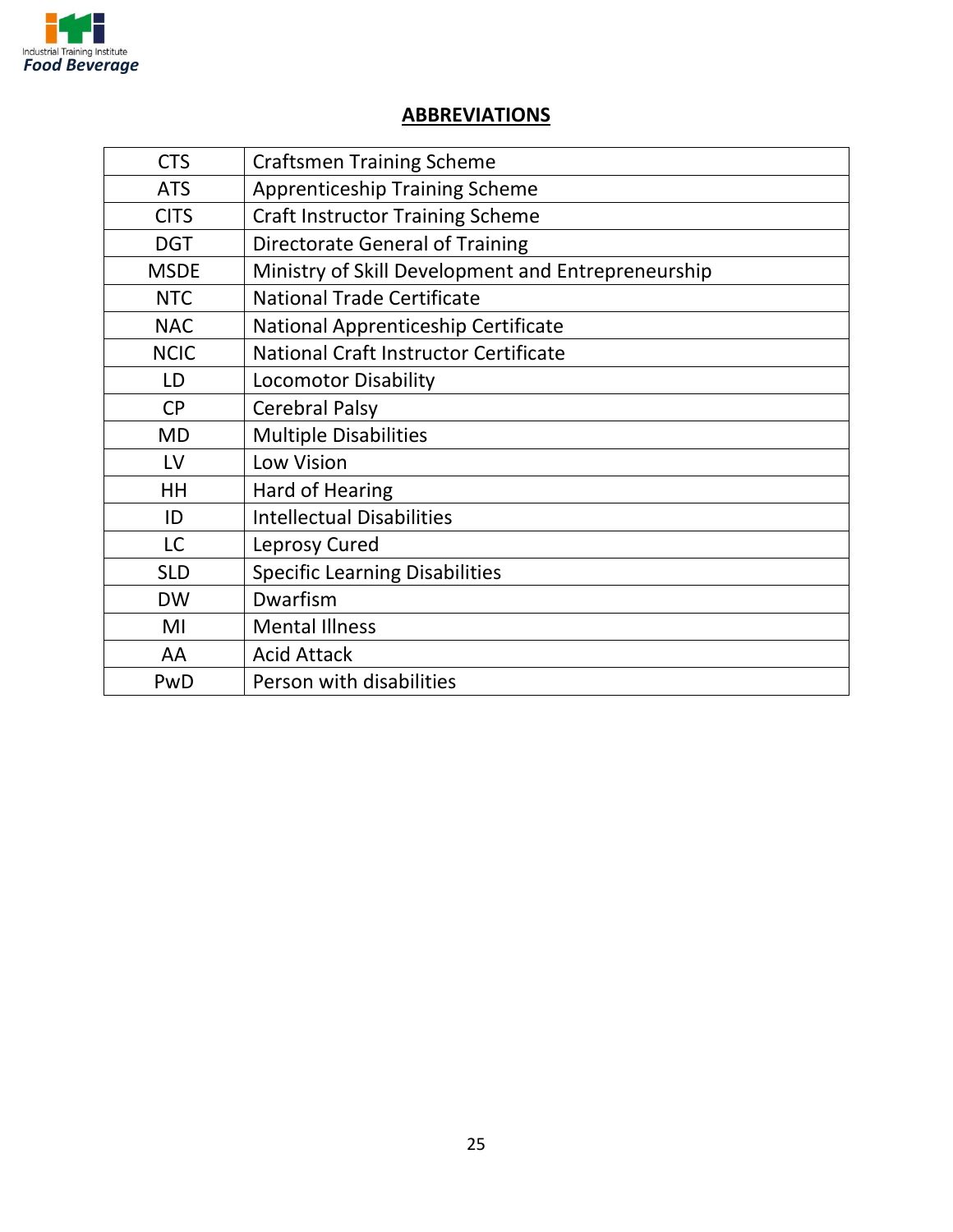## ABBREVIATIONS

| | |
|---|---|
| CTS | Craftsmen Training Scheme |
| ATS | Apprenticeship Training Scheme |
| CITS | Craft Instructor Training Scheme |
| DGT | Directorate General of Training |
| MSDE | Ministry of Skill Development and Entrepreneurship |
| NTC | National Trade Certificate |
| NAC | National Apprenticeship Certificate |
| NCIC | National Craft Instructor Certificate |
| LD | Locomotor Disability |
| CP | Cerebral Palsy |
| MD | Multiple Disabilities |
| LV | Low Vision |
| HH | Hard of Hearing |
| ID | Intellectual Disabilities |
| LC | Leprosy Cured |
| SLD | Specific Learning Disabilities |
| DW | Dwarfism |
| MI | Mental Illness |
| AA | Acid Attack |
| PwD | Person with disabilities |